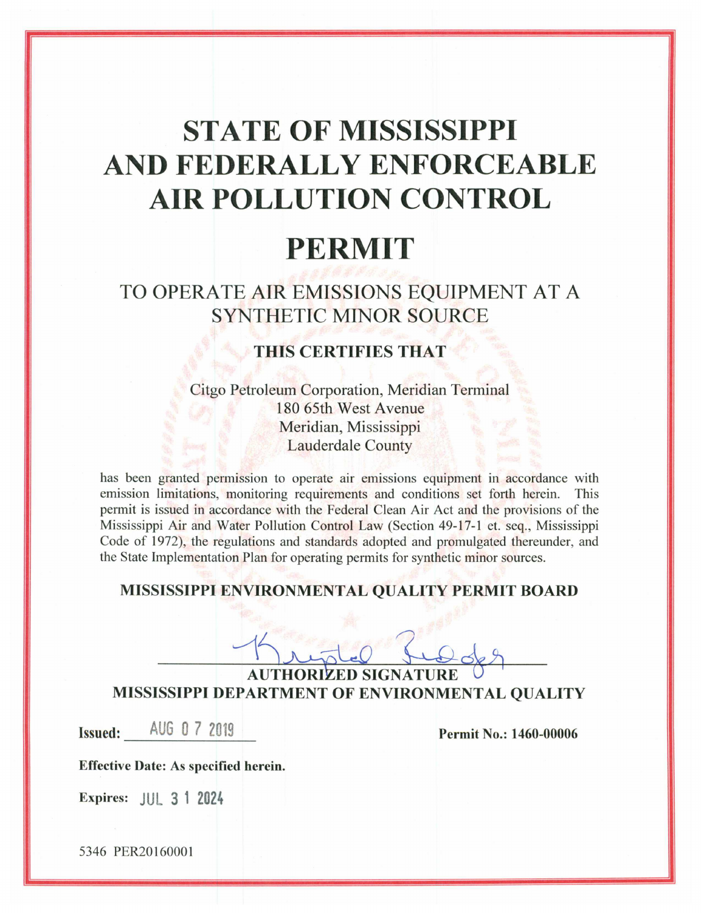# STATE OF MISSISSIPPI AND FEDERALLY ENFORCEABLE AIR POLLUTION CONTROL

# PERMIT

## TO OPERATE AIR EMISSIONS EQUIPMENT AT A SYNTHETIC MINOR SOURCE

### THIS CERTIFIES THAT

Citgo Petroleum Corporation, Meridian Terminal
180 65th West Avenue
Meridian, Mississippi
Lauderdale County

has been granted permission to operate air emissions equipment in accordance with emission limitations, monitoring requirements and conditions set forth herein. This permit is issued in accordance with the Federal Clean Air Act and the provisions of the Mississippi Air and Water Pollution Control Law (Section 49-17-1 et. seq., Mississippi Code of 1972), the regulations and standards adopted and promulgated thereunder, and the State Implementation Plan for operating permits for synthetic minor sources.

**MISSISSIPPI ENVIRONMENTAL QUALITY PERMIT BOARD**

**AUTHORIZED SIGNATURE**
**MISSISSIPPI DEPARTMENT OF ENVIRONMENTAL QUALITY**

**Issued:** AUG 07 2019

**Permit No.: 1460-00006**

**Effective Date: As specified herein.**

**Expires:** JUL 31 2024

5346 PER20160001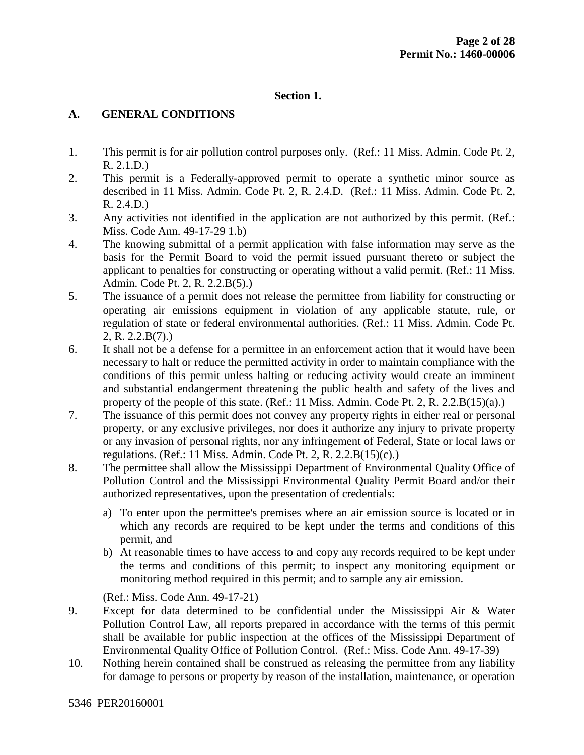## Section 1.

### A. GENERAL CONDITIONS

1. This permit is for air pollution control purposes only. (Ref.: 11 Miss. Admin. Code Pt. 2, R. 2.1.D.)
2. This permit is a Federally-approved permit to operate a synthetic minor source as described in 11 Miss. Admin. Code Pt. 2, R. 2.4.D. (Ref.: 11 Miss. Admin. Code Pt. 2, R. 2.4.D.)
3. Any activities not identified in the application are not authorized by this permit. (Ref.: Miss. Code Ann. 49-17-29 1.b)
4. The knowing submittal of a permit application with false information may serve as the basis for the Permit Board to void the permit issued pursuant thereto or subject the applicant to penalties for constructing or operating without a valid permit. (Ref.: 11 Miss. Admin. Code Pt. 2, R. 2.2.B(5).)
5. The issuance of a permit does not release the permittee from liability for constructing or operating air emissions equipment in violation of any applicable statute, rule, or regulation of state or federal environmental authorities. (Ref.: 11 Miss. Admin. Code Pt. 2, R. 2.2.B(7).)
6. It shall not be a defense for a permittee in an enforcement action that it would have been necessary to halt or reduce the permitted activity in order to maintain compliance with the conditions of this permit unless halting or reducing activity would create an imminent and substantial endangerment threatening the public health and safety of the lives and property of the people of this state. (Ref.: 11 Miss. Admin. Code Pt. 2, R. 2.2.B(15)(a).)
7. The issuance of this permit does not convey any property rights in either real or personal property, or any exclusive privileges, nor does it authorize any injury to private property or any invasion of personal rights, nor any infringement of Federal, State or local laws or regulations. (Ref.: 11 Miss. Admin. Code Pt. 2, R. 2.2.B(15)(c).)
8. The permittee shall allow the Mississippi Department of Environmental Quality Office of Pollution Control and the Mississippi Environmental Quality Permit Board and/or their authorized representatives, upon the presentation of credentials:

   a) To enter upon the permittee's premises where an air emission source is located or in which any records are required to be kept under the terms and conditions of this permit, and
   b) At reasonable times to have access to and copy any records required to be kept under the terms and conditions of this permit; to inspect any monitoring equipment or monitoring method required in this permit; and to sample any air emission.

   (Ref.: Miss. Code Ann. 49-17-21)
9. Except for data determined to be confidential under the Mississippi Air & Water Pollution Control Law, all reports prepared in accordance with the terms of this permit shall be available for public inspection at the offices of the Mississippi Department of Environmental Quality Office of Pollution Control. (Ref.: Miss. Code Ann. 49-17-39)
10. Nothing herein contained shall be construed as releasing the permittee from any liability for damage to persons or property by reason of the installation, maintenance, or operation

5346 PER20160001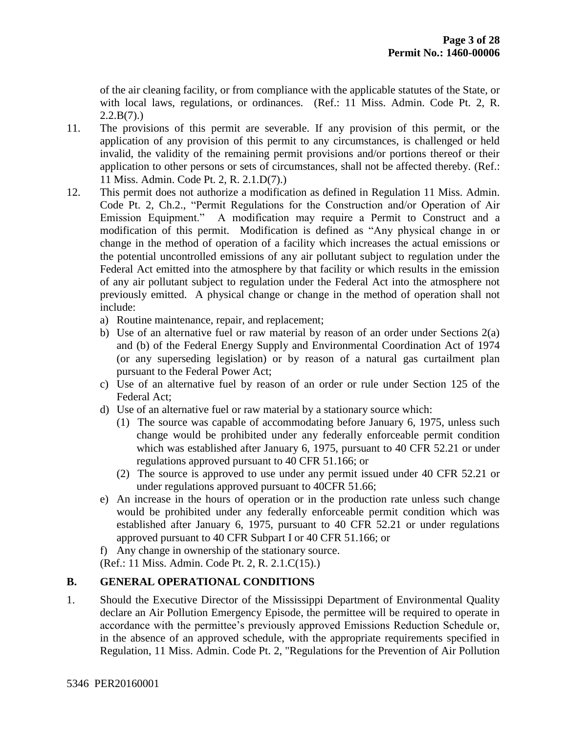of the air cleaning facility, or from compliance with the applicable statutes of the State, or with local laws, regulations, or ordinances. (Ref.: 11 Miss. Admin. Code Pt. 2, R. 2.2.B(7).)

11. The provisions of this permit are severable. If any provision of this permit, or the application of any provision of this permit to any circumstances, is challenged or held invalid, the validity of the remaining permit provisions and/or portions thereof or their application to other persons or sets of circumstances, shall not be affected thereby. (Ref.: 11 Miss. Admin. Code Pt. 2, R. 2.1.D(7).)

12. This permit does not authorize a modification as defined in Regulation 11 Miss. Admin. Code Pt. 2, Ch.2., "Permit Regulations for the Construction and/or Operation of Air Emission Equipment." A modification may require a Permit to Construct and a modification of this permit. Modification is defined as "Any physical change in or change in the method of operation of a facility which increases the actual emissions or the potential uncontrolled emissions of any air pollutant subject to regulation under the Federal Act emitted into the atmosphere by that facility or which results in the emission of any air pollutant subject to regulation under the Federal Act into the atmosphere not previously emitted. A physical change or change in the method of operation shall not include:
    a) Routine maintenance, repair, and replacement;
    b) Use of an alternative fuel or raw material by reason of an order under Sections 2(a) and (b) of the Federal Energy Supply and Environmental Coordination Act of 1974 (or any superseding legislation) or by reason of a natural gas curtailment plan pursuant to the Federal Power Act;
    c) Use of an alternative fuel by reason of an order or rule under Section 125 of the Federal Act;
    d) Use of an alternative fuel or raw material by a stationary source which:
        (1) The source was capable of accommodating before January 6, 1975, unless such change would be prohibited under any federally enforceable permit condition which was established after January 6, 1975, pursuant to 40 CFR 52.21 or under regulations approved pursuant to 40 CFR 51.166; or
        (2) The source is approved to use under any permit issued under 40 CFR 52.21 or under regulations approved pursuant to 40CFR 51.66;
    e) An increase in the hours of operation or in the production rate unless such change would be prohibited under any federally enforceable permit condition which was established after January 6, 1975, pursuant to 40 CFR 52.21 or under regulations approved pursuant to 40 CFR Subpart I or 40 CFR 51.166; or
    f) Any change in ownership of the stationary source.

    (Ref.: 11 Miss. Admin. Code Pt. 2, R. 2.1.C(15).)

## B. GENERAL OPERATIONAL CONDITIONS

1. Should the Executive Director of the Mississippi Department of Environmental Quality declare an Air Pollution Emergency Episode, the permittee will be required to operate in accordance with the permittee's previously approved Emissions Reduction Schedule or, in the absence of an approved schedule, with the appropriate requirements specified in Regulation, 11 Miss. Admin. Code Pt. 2, "Regulations for the Prevention of Air Pollution

5346 PER20160001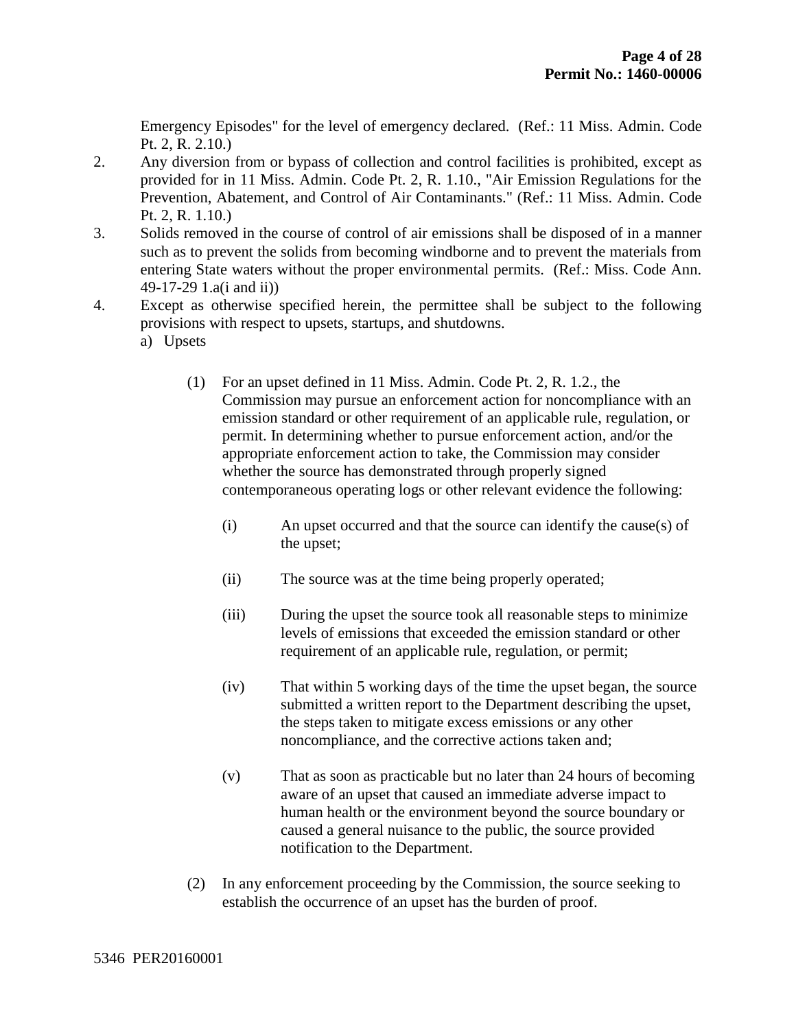Emergency Episodes" for the level of emergency declared. (Ref.: 11 Miss. Admin. Code Pt. 2, R. 2.10.)

2. Any diversion from or bypass of collection and control facilities is prohibited, except as provided for in 11 Miss. Admin. Code Pt. 2, R. 1.10., "Air Emission Regulations for the Prevention, Abatement, and Control of Air Contaminants." (Ref.: 11 Miss. Admin. Code Pt. 2, R. 1.10.)

3. Solids removed in the course of control of air emissions shall be disposed of in a manner such as to prevent the solids from becoming windborne and to prevent the materials from entering State waters without the proper environmental permits. (Ref.: Miss. Code Ann. 49-17-29 1.a(i and ii))

4. Except as otherwise specified herein, the permittee shall be subject to the following provisions with respect to upsets, startups, and shutdowns.

   a) Upsets

      (1) For an upset defined in 11 Miss. Admin. Code Pt. 2, R. 1.2., the Commission may pursue an enforcement action for noncompliance with an emission standard or other requirement of an applicable rule, regulation, or permit. In determining whether to pursue enforcement action, and/or the appropriate enforcement action to take, the Commission may consider whether the source has demonstrated through properly signed contemporaneous operating logs or other relevant evidence the following:

         (i) An upset occurred and that the source can identify the cause(s) of the upset;

         (ii) The source was at the time being properly operated;

         (iii) During the upset the source took all reasonable steps to minimize levels of emissions that exceeded the emission standard or other requirement of an applicable rule, regulation, or permit;

         (iv) That within 5 working days of the time the upset began, the source submitted a written report to the Department describing the upset, the steps taken to mitigate excess emissions or any other noncompliance, and the corrective actions taken and;

         (v) That as soon as practicable but no later than 24 hours of becoming aware of an upset that caused an immediate adverse impact to human health or the environment beyond the source boundary or caused a general nuisance to the public, the source provided notification to the Department.

      (2) In any enforcement proceeding by the Commission, the source seeking to establish the occurrence of an upset has the burden of proof.

5346 PER20160001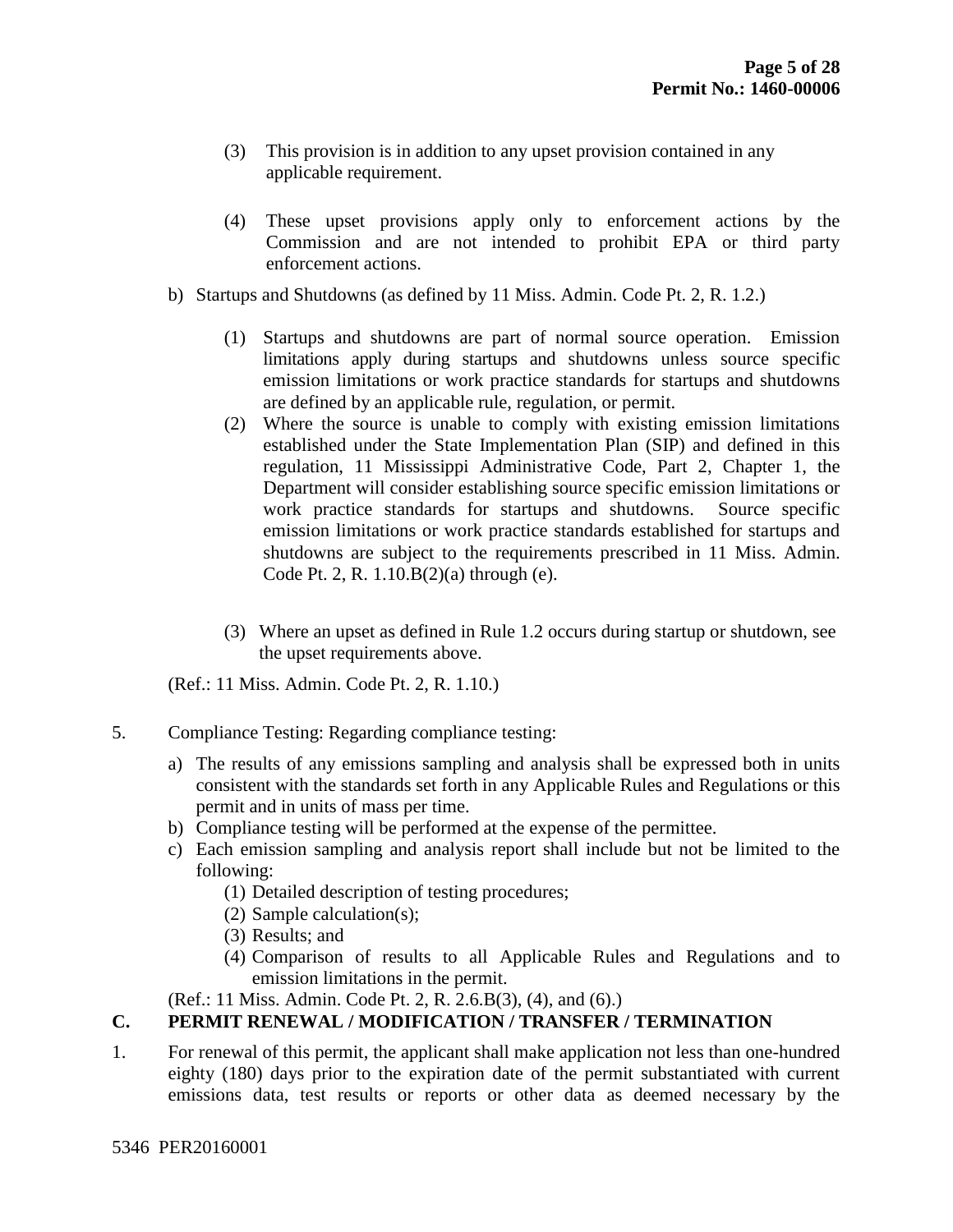(3) This provision is in addition to any upset provision contained in any applicable requirement.

(4) These upset provisions apply only to enforcement actions by the Commission and are not intended to prohibit EPA or third party enforcement actions.

b) Startups and Shutdowns (as defined by 11 Miss. Admin. Code Pt. 2, R. 1.2.)

(1) Startups and shutdowns are part of normal source operation. Emission limitations apply during startups and shutdowns unless source specific emission limitations or work practice standards for startups and shutdowns are defined by an applicable rule, regulation, or permit.

(2) Where the source is unable to comply with existing emission limitations established under the State Implementation Plan (SIP) and defined in this regulation, 11 Mississippi Administrative Code, Part 2, Chapter 1, the Department will consider establishing source specific emission limitations or work practice standards for startups and shutdowns. Source specific emission limitations or work practice standards established for startups and shutdowns are subject to the requirements prescribed in 11 Miss. Admin. Code Pt. 2, R. 1.10.B(2)(a) through (e).

(3) Where an upset as defined in Rule 1.2 occurs during startup or shutdown, see the upset requirements above.

(Ref.: 11 Miss. Admin. Code Pt. 2, R. 1.10.)

5. Compliance Testing: Regarding compliance testing:

a) The results of any emissions sampling and analysis shall be expressed both in units consistent with the standards set forth in any Applicable Rules and Regulations or this permit and in units of mass per time.
b) Compliance testing will be performed at the expense of the permittee.
c) Each emission sampling and analysis report shall include but not be limited to the following:
   (1) Detailed description of testing procedures;
   (2) Sample calculation(s);
   (3) Results; and
   (4) Comparison of results to all Applicable Rules and Regulations and to emission limitations in the permit.

(Ref.: 11 Miss. Admin. Code Pt. 2, R. 2.6.B(3), (4), and (6).)

## C. PERMIT RENEWAL / MODIFICATION / TRANSFER / TERMINATION

1. For renewal of this permit, the applicant shall make application not less than one-hundred eighty (180) days prior to the expiration date of the permit substantiated with current emissions data, test results or reports or other data as deemed necessary by the

5346 PER20160001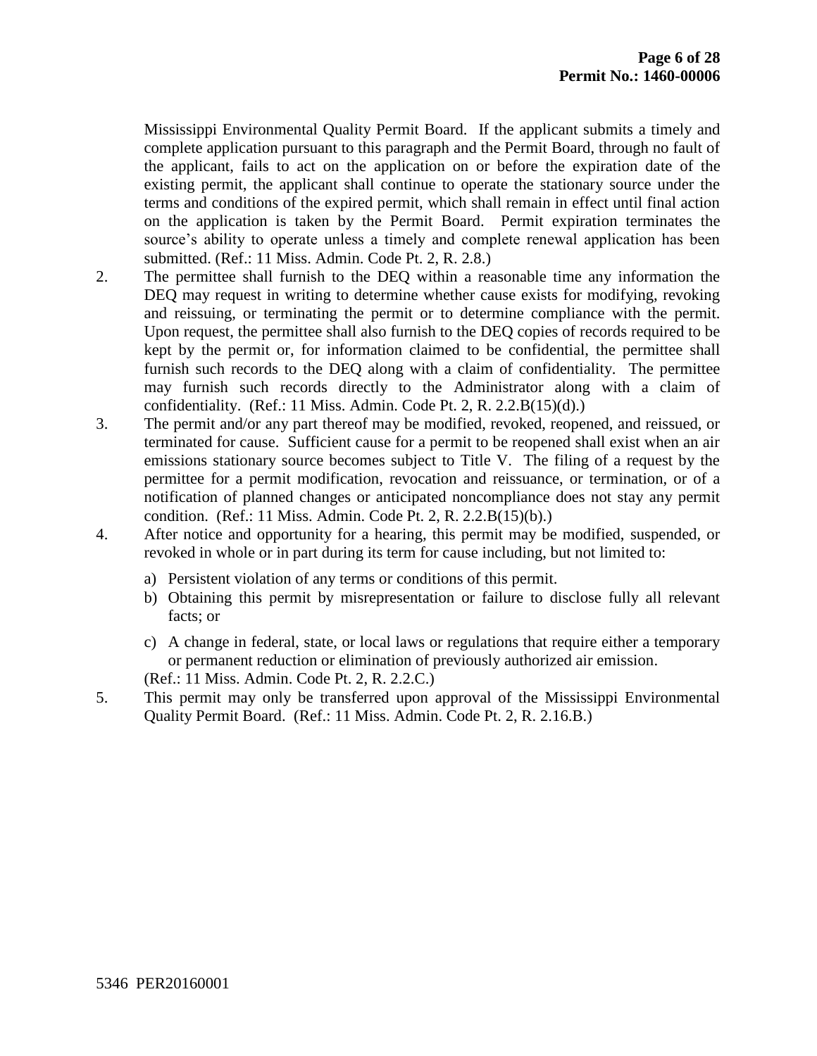Mississippi Environmental Quality Permit Board. If the applicant submits a timely and complete application pursuant to this paragraph and the Permit Board, through no fault of the applicant, fails to act on the application on or before the expiration date of the existing permit, the applicant shall continue to operate the stationary source under the terms and conditions of the expired permit, which shall remain in effect until final action on the application is taken by the Permit Board. Permit expiration terminates the source's ability to operate unless a timely and complete renewal application has been submitted. (Ref.: 11 Miss. Admin. Code Pt. 2, R. 2.8.)

2. The permittee shall furnish to the DEQ within a reasonable time any information the DEQ may request in writing to determine whether cause exists for modifying, revoking and reissuing, or terminating the permit or to determine compliance with the permit. Upon request, the permittee shall also furnish to the DEQ copies of records required to be kept by the permit or, for information claimed to be confidential, the permittee shall furnish such records to the DEQ along with a claim of confidentiality. The permittee may furnish such records directly to the Administrator along with a claim of confidentiality. (Ref.: 11 Miss. Admin. Code Pt. 2, R. 2.2.B(15)(d).)

3. The permit and/or any part thereof may be modified, revoked, reopened, and reissued, or terminated for cause. Sufficient cause for a permit to be reopened shall exist when an air emissions stationary source becomes subject to Title V. The filing of a request by the permittee for a permit modification, revocation and reissuance, or termination, or of a notification of planned changes or anticipated noncompliance does not stay any permit condition. (Ref.: 11 Miss. Admin. Code Pt. 2, R. 2.2.B(15)(b).)

4. After notice and opportunity for a hearing, this permit may be modified, suspended, or revoked in whole or in part during its term for cause including, but not limited to:

   a) Persistent violation of any terms or conditions of this permit.
   b) Obtaining this permit by misrepresentation or failure to disclose fully all relevant facts; or
   c) A change in federal, state, or local laws or regulations that require either a temporary or permanent reduction or elimination of previously authorized air emission.

   (Ref.: 11 Miss. Admin. Code Pt. 2, R. 2.2.C.)

5. This permit may only be transferred upon approval of the Mississippi Environmental Quality Permit Board. (Ref.: 11 Miss. Admin. Code Pt. 2, R. 2.16.B.)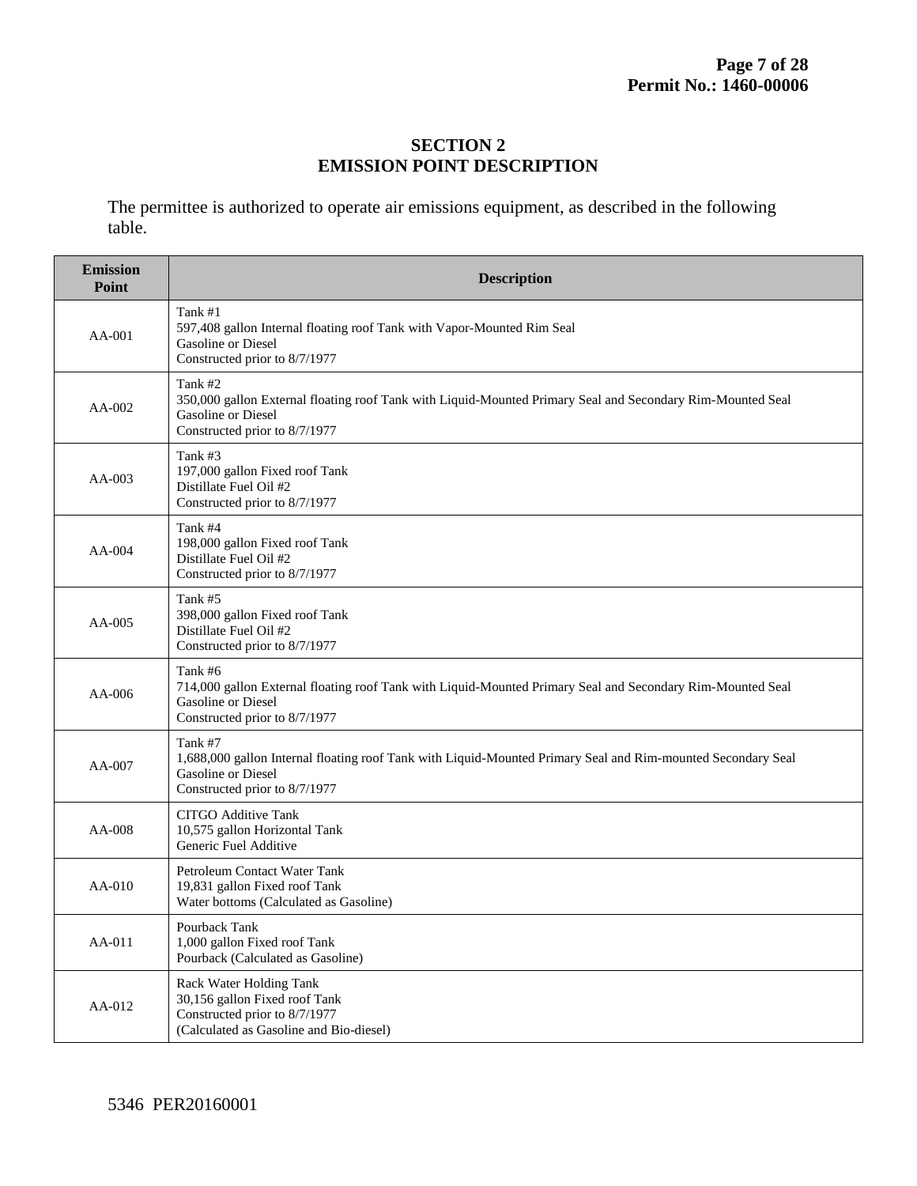## SECTION 2
## EMISSION POINT DESCRIPTION

The permittee is authorized to operate air emissions equipment, as described in the following table.

| Emission Point | Description |
|---|---|
| AA-001 | Tank #1<br>597,408 gallon Internal floating roof Tank with Vapor-Mounted Rim Seal<br>Gasoline or Diesel<br>Constructed prior to 8/7/1977 |
| AA-002 | Tank #2<br>350,000 gallon External floating roof Tank with Liquid-Mounted Primary Seal and Secondary Rim-Mounted Seal<br>Gasoline or Diesel<br>Constructed prior to 8/7/1977 |
| AA-003 | Tank #3<br>197,000 gallon Fixed roof Tank<br>Distillate Fuel Oil #2<br>Constructed prior to 8/7/1977 |
| AA-004 | Tank #4<br>198,000 gallon Fixed roof Tank<br>Distillate Fuel Oil #2<br>Constructed prior to 8/7/1977 |
| AA-005 | Tank #5<br>398,000 gallon Fixed roof Tank<br>Distillate Fuel Oil #2<br>Constructed prior to 8/7/1977 |
| AA-006 | Tank #6<br>714,000 gallon External floating roof Tank with Liquid-Mounted Primary Seal and Secondary Rim-Mounted Seal<br>Gasoline or Diesel<br>Constructed prior to 8/7/1977 |
| AA-007 | Tank #7<br>1,688,000 gallon Internal floating roof Tank with Liquid-Mounted Primary Seal and Rim-mounted Secondary Seal<br>Gasoline or Diesel<br>Constructed prior to 8/7/1977 |
| AA-008 | CITGO Additive Tank<br>10,575 gallon Horizontal Tank<br>Generic Fuel Additive |
| AA-010 | Petroleum Contact Water Tank<br>19,831 gallon Fixed roof Tank<br>Water bottoms (Calculated as Gasoline) |
| AA-011 | Pourback Tank<br>1,000 gallon Fixed roof Tank<br>Pourback (Calculated as Gasoline) |
| AA-012 | Rack Water Holding Tank<br>30,156 gallon Fixed roof Tank<br>Constructed prior to 8/7/1977<br>(Calculated as Gasoline and Bio-diesel) |

5346 PER20160001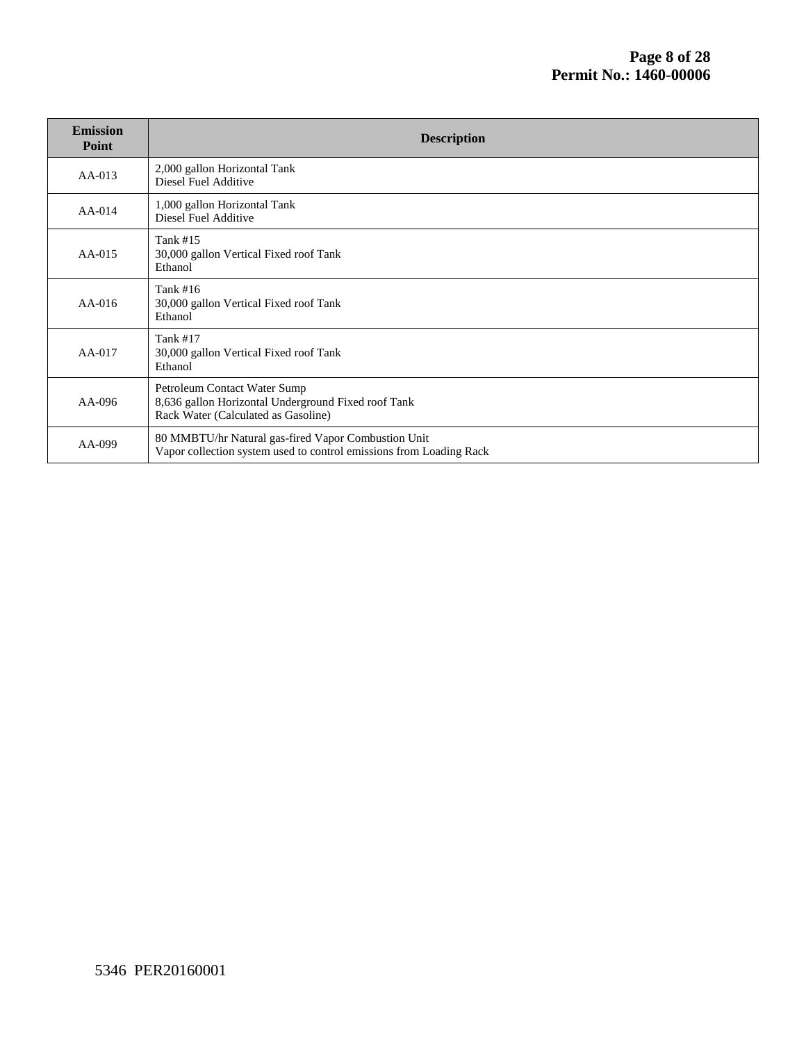| Emission Point | Description |
|---|---|
| AA-013 | 2,000 gallon Horizontal Tank<br>Diesel Fuel Additive |
| AA-014 | 1,000 gallon Horizontal Tank<br>Diesel Fuel Additive |
| AA-015 | Tank #15<br>30,000 gallon Vertical Fixed roof Tank<br>Ethanol |
| AA-016 | Tank #16<br>30,000 gallon Vertical Fixed roof Tank<br>Ethanol |
| AA-017 | Tank #17<br>30,000 gallon Vertical Fixed roof Tank<br>Ethanol |
| AA-096 | Petroleum Contact Water Sump<br>8,636 gallon Horizontal Underground Fixed roof Tank<br>Rack Water (Calculated as Gasoline) |
| AA-099 | 80 MMBTU/hr Natural gas-fired Vapor Combustion Unit<br>Vapor collection system used to control emissions from Loading Rack |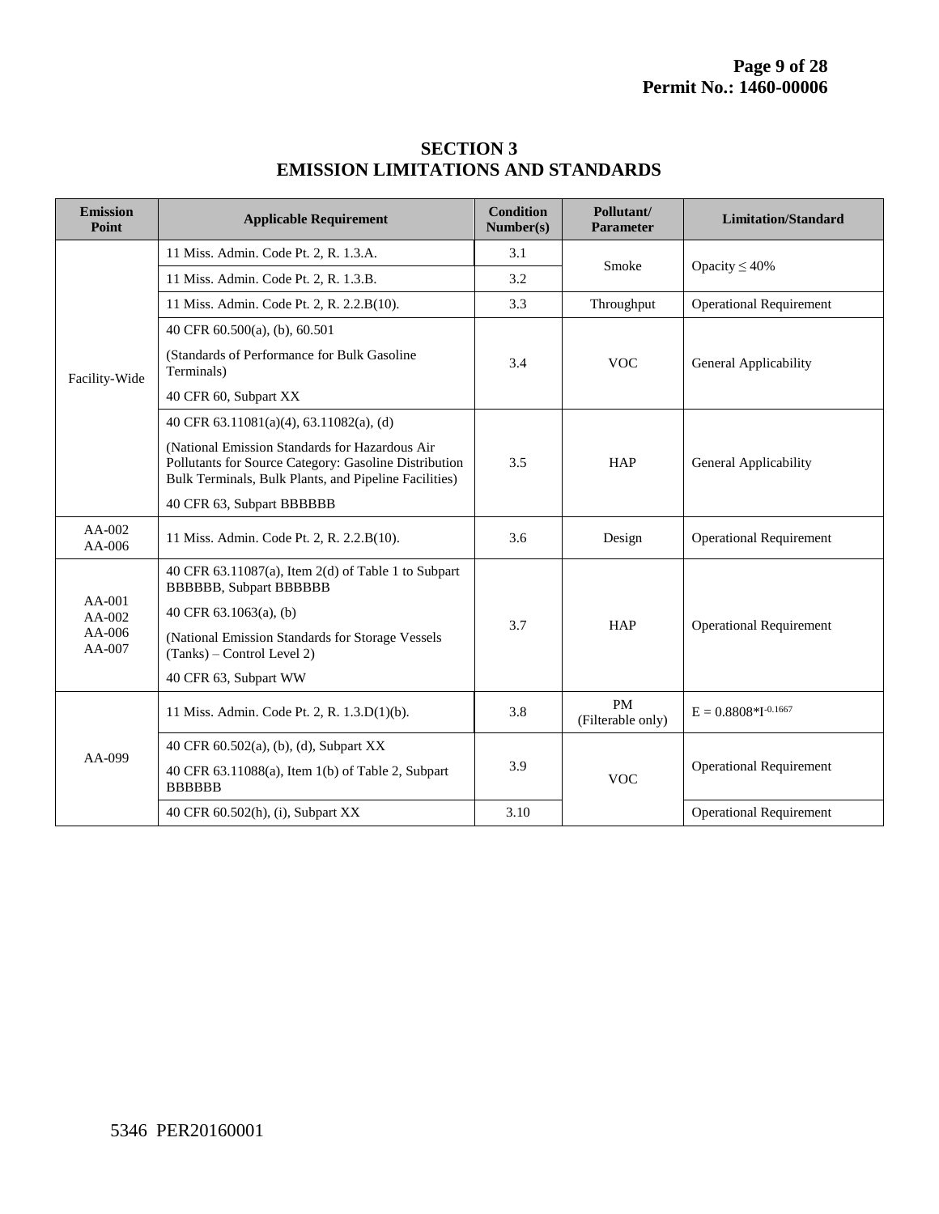# SECTION 3
# EMISSION LIMITATIONS AND STANDARDS

| Emission Point | Applicable Requirement | Condition Number(s) | Pollutant/ Parameter | Limitation/Standard |
|---|---|---|---|---|
| Facility-Wide | 11 Miss. Admin. Code Pt. 2, R. 1.3.A. | 3.1 | Smoke | Opacity ≤ 40% |
| | 11 Miss. Admin. Code Pt. 2, R. 1.3.B. | 3.2 | | |
| | 11 Miss. Admin. Code Pt. 2, R. 2.2.B(10). | 3.3 | Throughput | Operational Requirement |
| | 40 CFR 60.500(a), (b), 60.501<br>(Standards of Performance for Bulk Gasoline Terminals)<br>40 CFR 60, Subpart XX | 3.4 | VOC | General Applicability |
| | 40 CFR 63.11081(a)(4), 63.11082(a), (d)<br>(National Emission Standards for Hazardous Air Pollutants for Source Category: Gasoline Distribution Bulk Terminals, Bulk Plants, and Pipeline Facilities)<br>40 CFR 63, Subpart BBBBBB | 3.5 | HAP | General Applicability |
| AA-002<br>AA-006 | 11 Miss. Admin. Code Pt. 2, R. 2.2.B(10). | 3.6 | Design | Operational Requirement |
| AA-001<br>AA-002<br>AA-006<br>AA-007 | 40 CFR 63.11087(a), Item 2(d) of Table 1 to Subpart BBBBBB, Subpart BBBBBB<br>40 CFR 63.1063(a), (b)<br>(National Emission Standards for Storage Vessels (Tanks) – Control Level 2)<br>40 CFR 63, Subpart WW | 3.7 | HAP | Operational Requirement |
| AA-099 | 11 Miss. Admin. Code Pt. 2, R. 1.3.D(1)(b). | 3.8 | PM (Filterable only) | $E = 0.8808*I^{-0.1667}$ |
| | 40 CFR 60.502(a), (b), (d), Subpart XX<br>40 CFR 63.11088(a), Item 1(b) of Table 2, Subpart BBBBBB | 3.9 | VOC | Operational Requirement |
| | 40 CFR 60.502(h), (i), Subpart XX | 3.10 | | Operational Requirement |

5346 PER20160001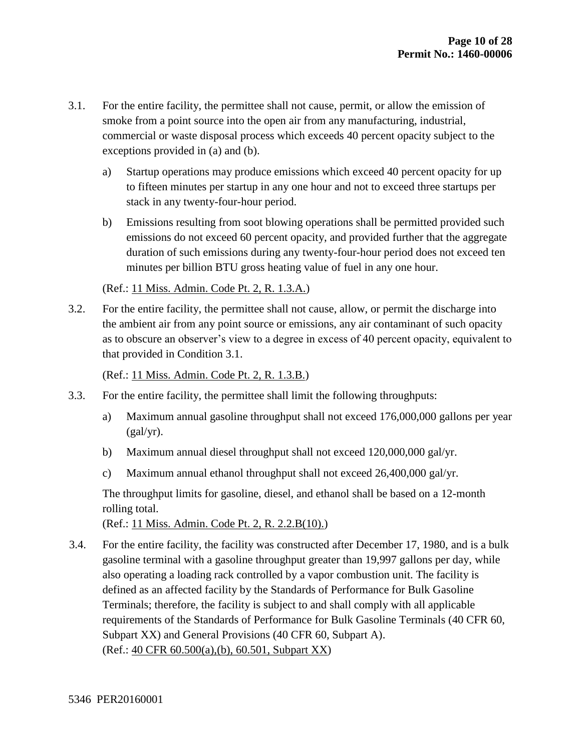3.1. For the entire facility, the permittee shall not cause, permit, or allow the emission of smoke from a point source into the open air from any manufacturing, industrial, commercial or waste disposal process which exceeds 40 percent opacity subject to the exceptions provided in (a) and (b).

   a) Startup operations may produce emissions which exceed 40 percent opacity for up to fifteen minutes per startup in any one hour and not to exceed three startups per stack in any twenty-four-hour period.

   b) Emissions resulting from soot blowing operations shall be permitted provided such emissions do not exceed 60 percent opacity, and provided further that the aggregate duration of such emissions during any twenty-four-hour period does not exceed ten minutes per billion BTU gross heating value of fuel in any one hour.

   (Ref.: 11 Miss. Admin. Code Pt. 2, R. 1.3.A.)

3.2. For the entire facility, the permittee shall not cause, allow, or permit the discharge into the ambient air from any point source or emissions, any air contaminant of such opacity as to obscure an observer's view to a degree in excess of 40 percent opacity, equivalent to that provided in Condition 3.1.

   (Ref.: 11 Miss. Admin. Code Pt. 2, R. 1.3.B.)

3.3. For the entire facility, the permittee shall limit the following throughputs:

   a) Maximum annual gasoline throughput shall not exceed 176,000,000 gallons per year (gal/yr).

   b) Maximum annual diesel throughput shall not exceed 120,000,000 gal/yr.

   c) Maximum annual ethanol throughput shall not exceed 26,400,000 gal/yr.

   The throughput limits for gasoline, diesel, and ethanol shall be based on a 12-month rolling total.
   (Ref.: 11 Miss. Admin. Code Pt. 2, R. 2.2.B(10).)

3.4. For the entire facility, the facility was constructed after December 17, 1980, and is a bulk gasoline terminal with a gasoline throughput greater than 19,997 gallons per day, while also operating a loading rack controlled by a vapor combustion unit. The facility is defined as an affected facility by the Standards of Performance for Bulk Gasoline Terminals; therefore, the facility is subject to and shall comply with all applicable requirements of the Standards of Performance for Bulk Gasoline Terminals (40 CFR 60, Subpart XX) and General Provisions (40 CFR 60, Subpart A).
   (Ref.: 40 CFR 60.500(a),(b), 60.501, Subpart XX)

5346 PER20160001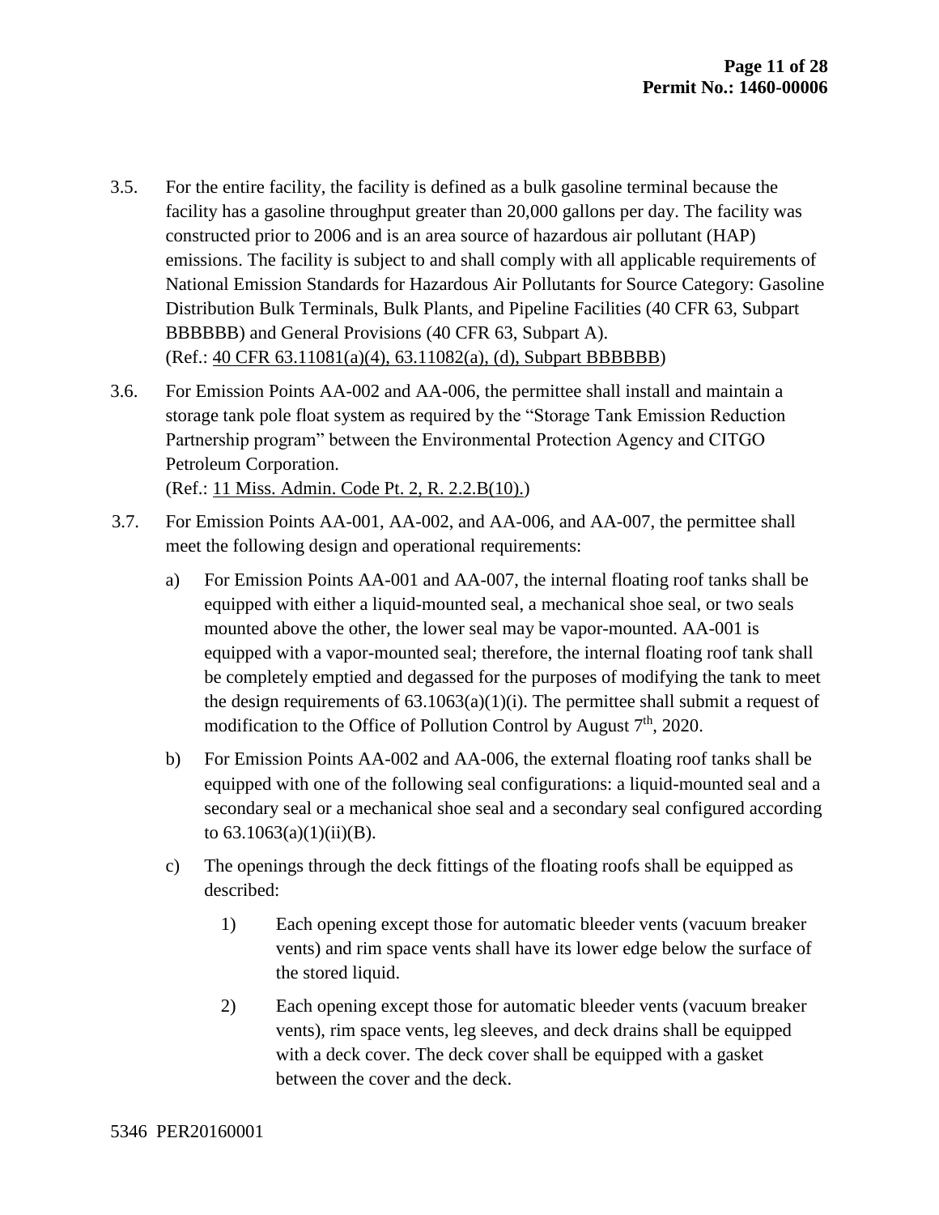3.5. For the entire facility, the facility is defined as a bulk gasoline terminal because the facility has a gasoline throughput greater than 20,000 gallons per day. The facility was constructed prior to 2006 and is an area source of hazardous air pollutant (HAP) emissions. The facility is subject to and shall comply with all applicable requirements of National Emission Standards for Hazardous Air Pollutants for Source Category: Gasoline Distribution Bulk Terminals, Bulk Plants, and Pipeline Facilities (40 CFR 63, Subpart BBBBBB) and General Provisions (40 CFR 63, Subpart A).
(Ref.: 40 CFR 63.11081(a)(4), 63.11082(a), (d), Subpart BBBBBB)

3.6. For Emission Points AA-002 and AA-006, the permittee shall install and maintain a storage tank pole float system as required by the "Storage Tank Emission Reduction Partnership program" between the Environmental Protection Agency and CITGO Petroleum Corporation.
(Ref.: 11 Miss. Admin. Code Pt. 2, R. 2.2.B(10).)

3.7. For Emission Points AA-001, AA-002, and AA-006, and AA-007, the permittee shall meet the following design and operational requirements:

a) For Emission Points AA-001 and AA-007, the internal floating roof tanks shall be equipped with either a liquid-mounted seal, a mechanical shoe seal, or two seals mounted above the other, the lower seal may be vapor-mounted. AA-001 is equipped with a vapor-mounted seal; therefore, the internal floating roof tank shall be completely emptied and degassed for the purposes of modifying the tank to meet the design requirements of 63.1063(a)(1)(i). The permittee shall submit a request of modification to the Office of Pollution Control by August 7th, 2020.

b) For Emission Points AA-002 and AA-006, the external floating roof tanks shall be equipped with one of the following seal configurations: a liquid-mounted seal and a secondary seal or a mechanical shoe seal and a secondary seal configured according to 63.1063(a)(1)(ii)(B).

c) The openings through the deck fittings of the floating roofs shall be equipped as described:

1) Each opening except those for automatic bleeder vents (vacuum breaker vents) and rim space vents shall have its lower edge below the surface of the stored liquid.

2) Each opening except those for automatic bleeder vents (vacuum breaker vents), rim space vents, leg sleeves, and deck drains shall be equipped with a deck cover. The deck cover shall be equipped with a gasket between the cover and the deck.

5346 PER20160001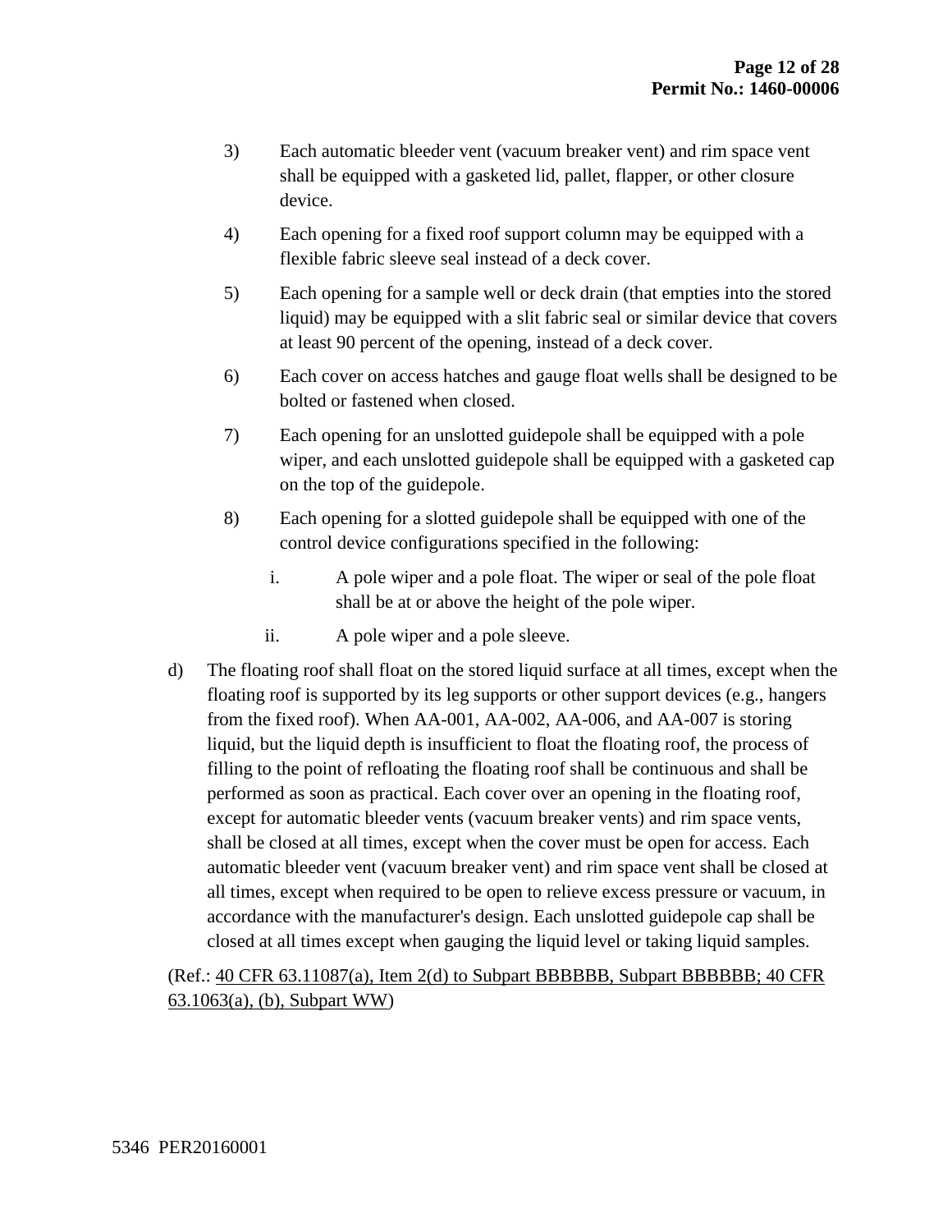3) Each automatic bleeder vent (vacuum breaker vent) and rim space vent shall be equipped with a gasketed lid, pallet, flapper, or other closure device.

4) Each opening for a fixed roof support column may be equipped with a flexible fabric sleeve seal instead of a deck cover.

5) Each opening for a sample well or deck drain (that empties into the stored liquid) may be equipped with a slit fabric seal or similar device that covers at least 90 percent of the opening, instead of a deck cover.

6) Each cover on access hatches and gauge float wells shall be designed to be bolted or fastened when closed.

7) Each opening for an unslotted guidepole shall be equipped with a pole wiper, and each unslotted guidepole shall be equipped with a gasketed cap on the top of the guidepole.

8) Each opening for a slotted guidepole shall be equipped with one of the control device configurations specified in the following:

   i. A pole wiper and a pole float. The wiper or seal of the pole float shall be at or above the height of the pole wiper.

   ii. A pole wiper and a pole sleeve.

d) The floating roof shall float on the stored liquid surface at all times, except when the floating roof is supported by its leg supports or other support devices (e.g., hangers from the fixed roof). When AA-001, AA-002, AA-006, and AA-007 is storing liquid, but the liquid depth is insufficient to float the floating roof, the process of filling to the point of refloating the floating roof shall be continuous and shall be performed as soon as practical. Each cover over an opening in the floating roof, except for automatic bleeder vents (vacuum breaker vents) and rim space vents, shall be closed at all times, except when the cover must be open for access. Each automatic bleeder vent (vacuum breaker vent) and rim space vent shall be closed at all times, except when required to be open to relieve excess pressure or vacuum, in accordance with the manufacturer's design. Each unslotted guidepole cap shall be closed at all times except when gauging the liquid level or taking liquid samples.

(Ref.: 40 CFR 63.11087(a), Item 2(d) to Subpart BBBBBB, Subpart BBBBBB; 40 CFR 63.1063(a), (b), Subpart WW)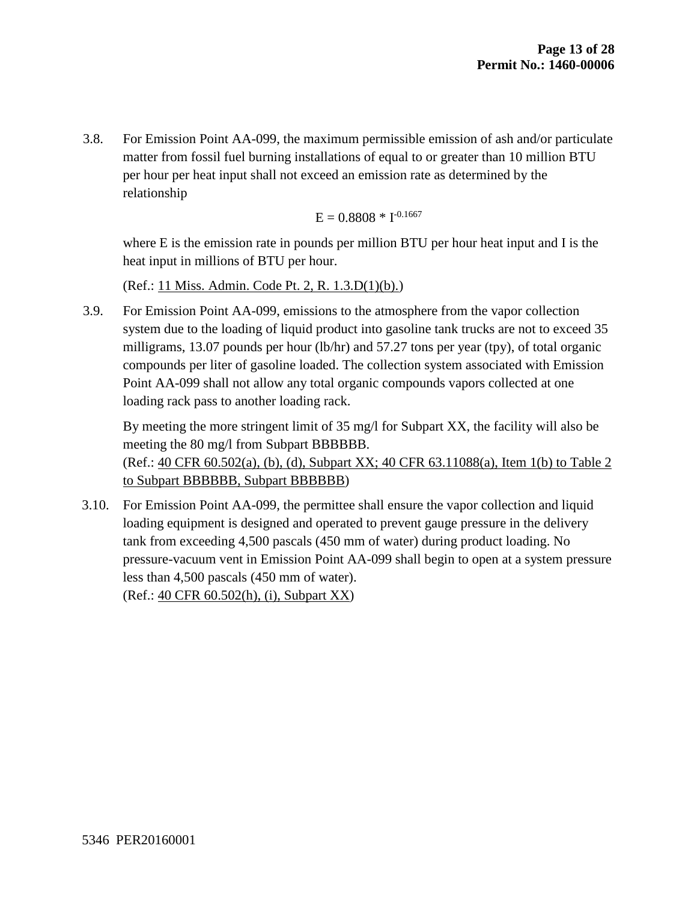3.8. For Emission Point AA-099, the maximum permissible emission of ash and/or particulate matter from fossil fuel burning installations of equal to or greater than 10 million BTU per hour per heat input shall not exceed an emission rate as determined by the relationship

$$E = 0.8808 * I^{-0.1667}$$

where E is the emission rate in pounds per million BTU per hour heat input and I is the heat input in millions of BTU per hour.

(Ref.: 11 Miss. Admin. Code Pt. 2, R. 1.3.D(1)(b).)

3.9. For Emission Point AA-099, emissions to the atmosphere from the vapor collection system due to the loading of liquid product into gasoline tank trucks are not to exceed 35 milligrams, 13.07 pounds per hour (lb/hr) and 57.27 tons per year (tpy), of total organic compounds per liter of gasoline loaded. The collection system associated with Emission Point AA-099 shall not allow any total organic compounds vapors collected at one loading rack pass to another loading rack.

By meeting the more stringent limit of 35 mg/l for Subpart XX, the facility will also be meeting the 80 mg/l from Subpart BBBBBB.
(Ref.: 40 CFR 60.502(a), (b), (d), Subpart XX; 40 CFR 63.11088(a), Item 1(b) to Table 2 to Subpart BBBBBB, Subpart BBBBBB)

3.10. For Emission Point AA-099, the permittee shall ensure the vapor collection and liquid loading equipment is designed and operated to prevent gauge pressure in the delivery tank from exceeding 4,500 pascals (450 mm of water) during product loading. No pressure-vacuum vent in Emission Point AA-099 shall begin to open at a system pressure less than 4,500 pascals (450 mm of water).
(Ref.: 40 CFR 60.502(h), (i), Subpart XX)

5346 PER20160001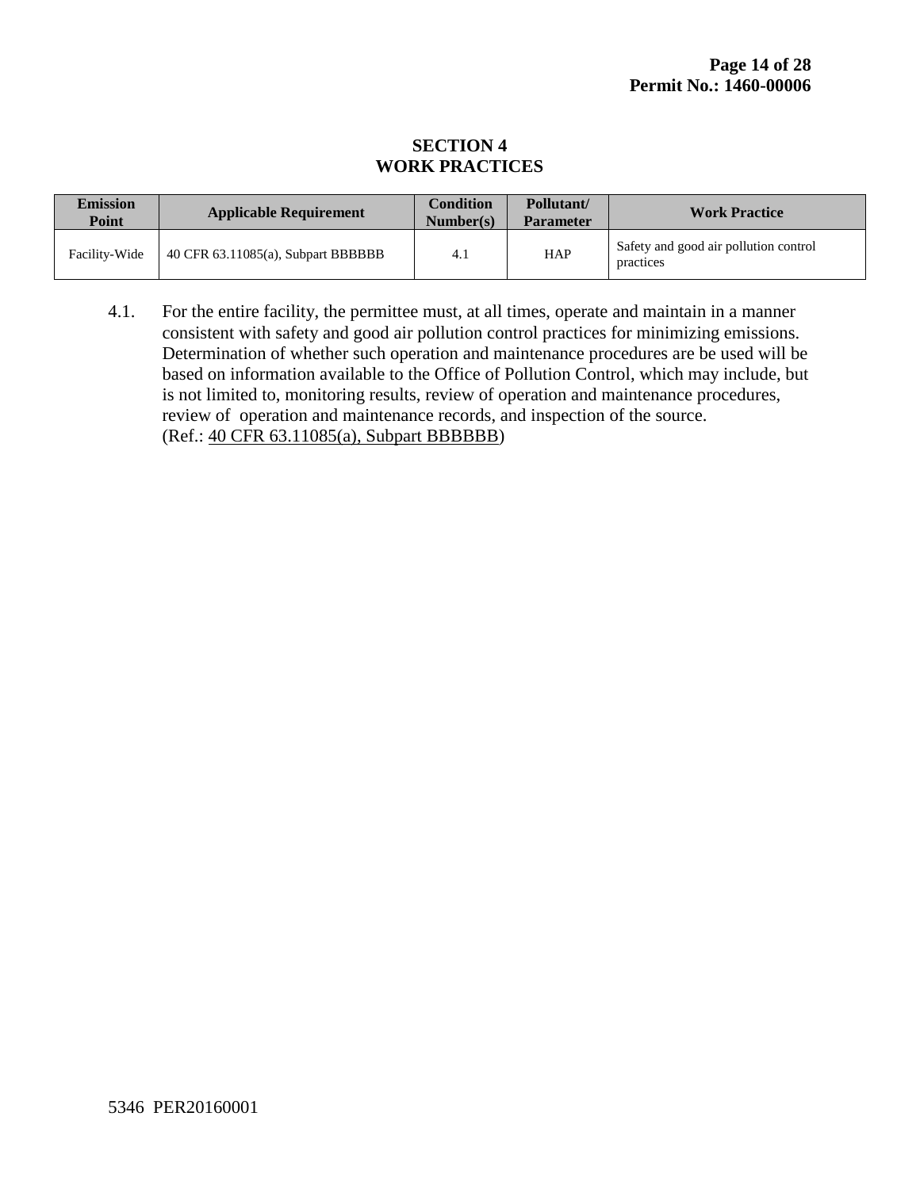# SECTION 4
# WORK PRACTICES

| Emission Point | Applicable Requirement | Condition Number(s) | Pollutant/ Parameter | Work Practice |
|---|---|---|---|---|
| Facility-Wide | 40 CFR 63.11085(a), Subpart BBBBBB | 4.1 | HAP | Safety and good air pollution control practices |

4.1. For the entire facility, the permittee must, at all times, operate and maintain in a manner consistent with safety and good air pollution control practices for minimizing emissions. Determination of whether such operation and maintenance procedures are be used will be based on information available to the Office of Pollution Control, which may include, but is not limited to, monitoring results, review of operation and maintenance procedures, review of operation and maintenance records, and inspection of the source.
(Ref.: 40 CFR 63.11085(a), Subpart BBBBBB)

5346 PER20160001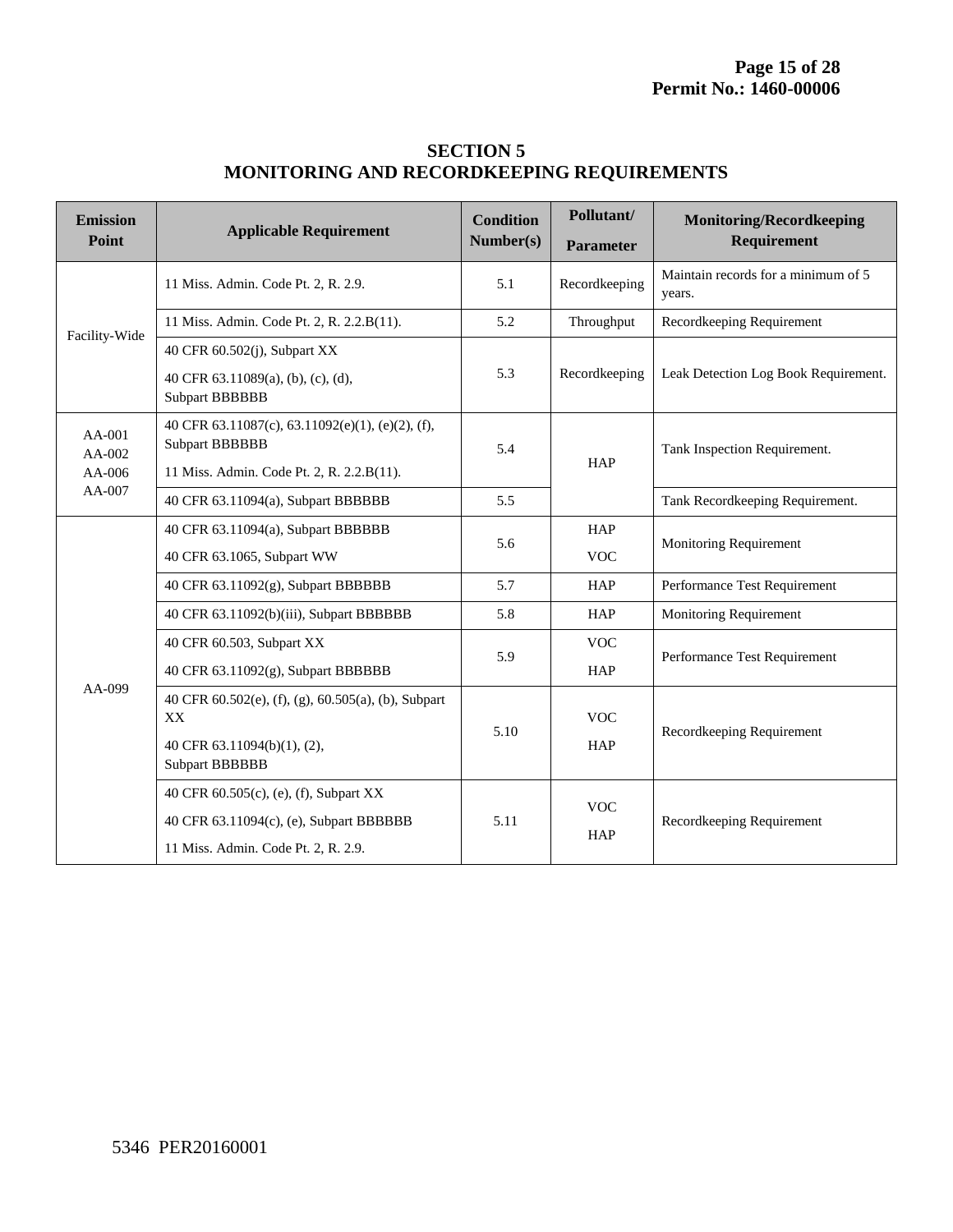# SECTION 5
# MONITORING AND RECORDKEEPING REQUIREMENTS

| Emission Point | Applicable Requirement | Condition Number(s) | Pollutant/ Parameter | Monitoring/Recordkeeping Requirement |
|---|---|---|---|---|
| Facility-Wide | 11 Miss. Admin. Code Pt. 2, R. 2.9. | 5.1 | Recordkeeping | Maintain records for a minimum of 5 years. |
| | 11 Miss. Admin. Code Pt. 2, R. 2.2.B(11). | 5.2 | Throughput | Recordkeeping Requirement |
| | 40 CFR 60.502(j), Subpart XX<br>40 CFR 63.11089(a), (b), (c), (d), Subpart BBBBBB | 5.3 | Recordkeeping | Leak Detection Log Book Requirement. |
| AA-001<br>AA-002<br>AA-006<br>AA-007 | 40 CFR 63.11087(c), 63.11092(e)(1), (e)(2), (f), Subpart BBBBBB<br>11 Miss. Admin. Code Pt. 2, R. 2.2.B(11). | 5.4 | HAP | Tank Inspection Requirement. |
| | 40 CFR 63.11094(a), Subpart BBBBBB | 5.5 | | Tank Recordkeeping Requirement. |
| AA-099 | 40 CFR 63.11094(a), Subpart BBBBBB<br>40 CFR 63.1065, Subpart WW | 5.6 | HAP<br>VOC | Monitoring Requirement |
| | 40 CFR 63.11092(g), Subpart BBBBBB | 5.7 | HAP | Performance Test Requirement |
| | 40 CFR 63.11092(b)(iii), Subpart BBBBBB | 5.8 | HAP | Monitoring Requirement |
| | 40 CFR 60.503, Subpart XX<br>40 CFR 63.11092(g), Subpart BBBBBB | 5.9 | VOC<br>HAP | Performance Test Requirement |
| | 40 CFR 60.502(e), (f), (g), 60.505(a), (b), Subpart XX<br>40 CFR 63.11094(b)(1), (2), Subpart BBBBBB | 5.10 | VOC<br>HAP | Recordkeeping Requirement |
| | 40 CFR 60.505(c), (e), (f), Subpart XX<br>40 CFR 63.11094(c), (e), Subpart BBBBBB<br>11 Miss. Admin. Code Pt. 2, R. 2.9. | 5.11 | VOC<br>HAP | Recordkeeping Requirement |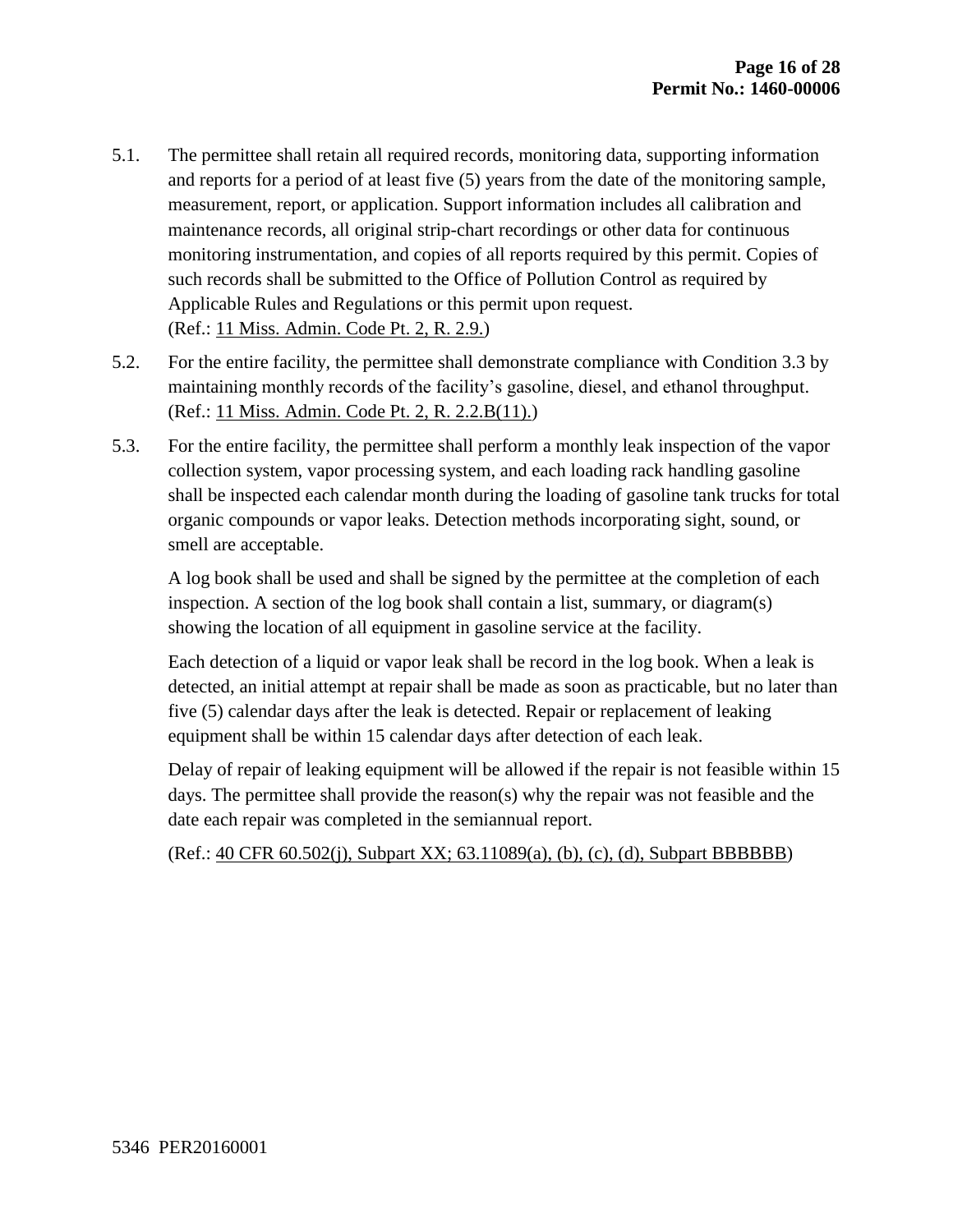5.1. The permittee shall retain all required records, monitoring data, supporting information and reports for a period of at least five (5) years from the date of the monitoring sample, measurement, report, or application. Support information includes all calibration and maintenance records, all original strip-chart recordings or other data for continuous monitoring instrumentation, and copies of all reports required by this permit. Copies of such records shall be submitted to the Office of Pollution Control as required by Applicable Rules and Regulations or this permit upon request.
(Ref.: 11 Miss. Admin. Code Pt. 2, R. 2.9.)

5.2. For the entire facility, the permittee shall demonstrate compliance with Condition 3.3 by maintaining monthly records of the facility's gasoline, diesel, and ethanol throughput.
(Ref.: 11 Miss. Admin. Code Pt. 2, R. 2.2.B(11).)

5.3. For the entire facility, the permittee shall perform a monthly leak inspection of the vapor collection system, vapor processing system, and each loading rack handling gasoline shall be inspected each calendar month during the loading of gasoline tank trucks for total organic compounds or vapor leaks. Detection methods incorporating sight, sound, or smell are acceptable.

A log book shall be used and shall be signed by the permittee at the completion of each inspection. A section of the log book shall contain a list, summary, or diagram(s) showing the location of all equipment in gasoline service at the facility.

Each detection of a liquid or vapor leak shall be record in the log book. When a leak is detected, an initial attempt at repair shall be made as soon as practicable, but no later than five (5) calendar days after the leak is detected. Repair or replacement of leaking equipment shall be within 15 calendar days after detection of each leak.

Delay of repair of leaking equipment will be allowed if the repair is not feasible within 15 days. The permittee shall provide the reason(s) why the repair was not feasible and the date each repair was completed in the semiannual report.

(Ref.: 40 CFR 60.502(j), Subpart XX; 63.11089(a), (b), (c), (d), Subpart BBBBBB)

5346 PER20160001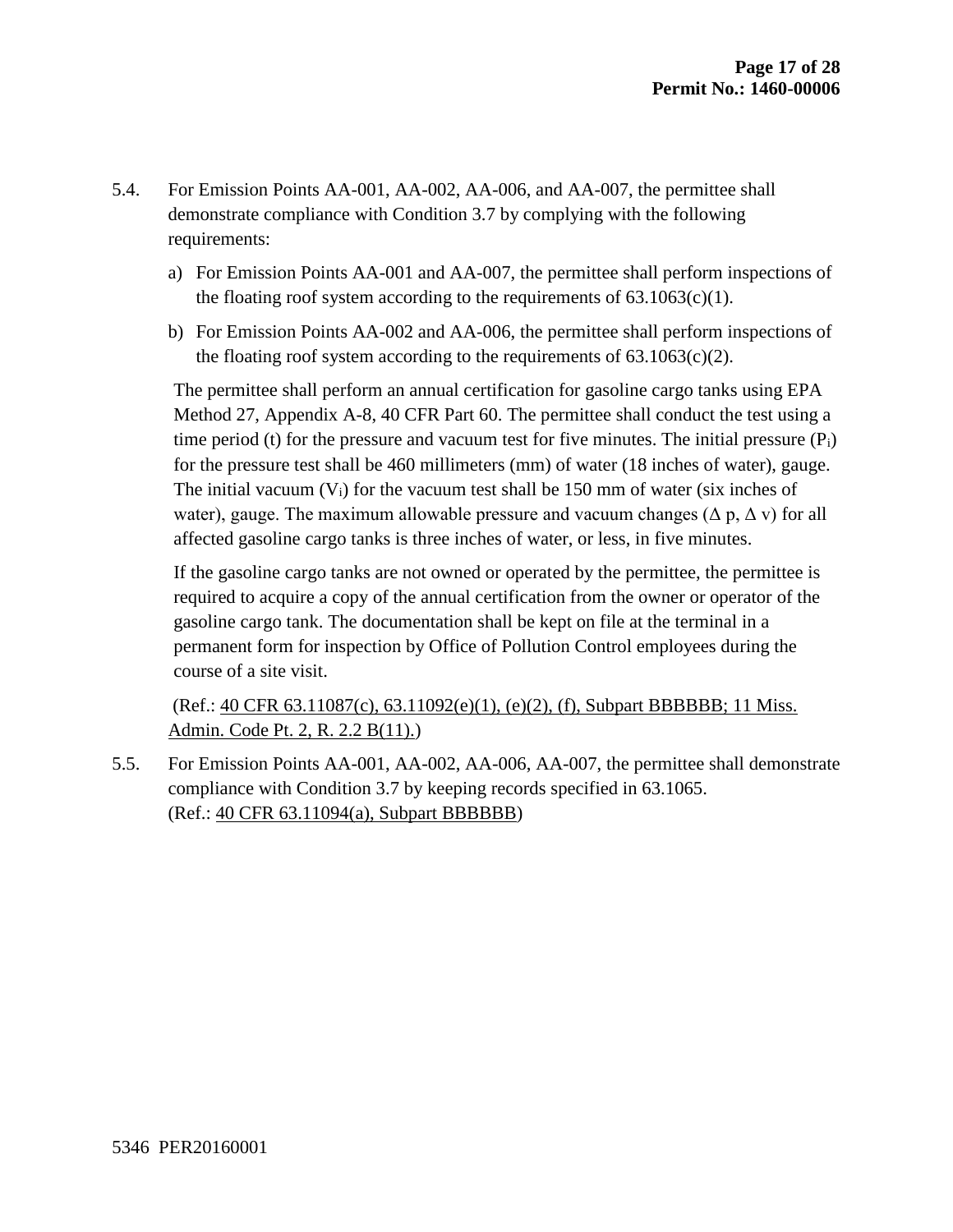5.4. For Emission Points AA-001, AA-002, AA-006, and AA-007, the permittee shall demonstrate compliance with Condition 3.7 by complying with the following requirements:

a) For Emission Points AA-001 and AA-007, the permittee shall perform inspections of the floating roof system according to the requirements of 63.1063(c)(1).

b) For Emission Points AA-002 and AA-006, the permittee shall perform inspections of the floating roof system according to the requirements of 63.1063(c)(2).

The permittee shall perform an annual certification for gasoline cargo tanks using EPA Method 27, Appendix A-8, 40 CFR Part 60. The permittee shall conduct the test using a time period (t) for the pressure and vacuum test for five minutes. The initial pressure ($P_i$) for the pressure test shall be 460 millimeters (mm) of water (18 inches of water), gauge. The initial vacuum ($V_i$) for the vacuum test shall be 150 mm of water (six inches of water), gauge. The maximum allowable pressure and vacuum changes ($\Delta$ p, $\Delta$ v) for all affected gasoline cargo tanks is three inches of water, or less, in five minutes.

If the gasoline cargo tanks are not owned or operated by the permittee, the permittee is required to acquire a copy of the annual certification from the owner or operator of the gasoline cargo tank. The documentation shall be kept on file at the terminal in a permanent form for inspection by Office of Pollution Control employees during the course of a site visit.

(Ref.: 40 CFR 63.11087(c), 63.11092(e)(1), (e)(2), (f), Subpart BBBBBB; 11 Miss. Admin. Code Pt. 2, R. 2.2 B(11).)

5.5. For Emission Points AA-001, AA-002, AA-006, AA-007, the permittee shall demonstrate compliance with Condition 3.7 by keeping records specified in 63.1065.
(Ref.: 40 CFR 63.11094(a), Subpart BBBBBB)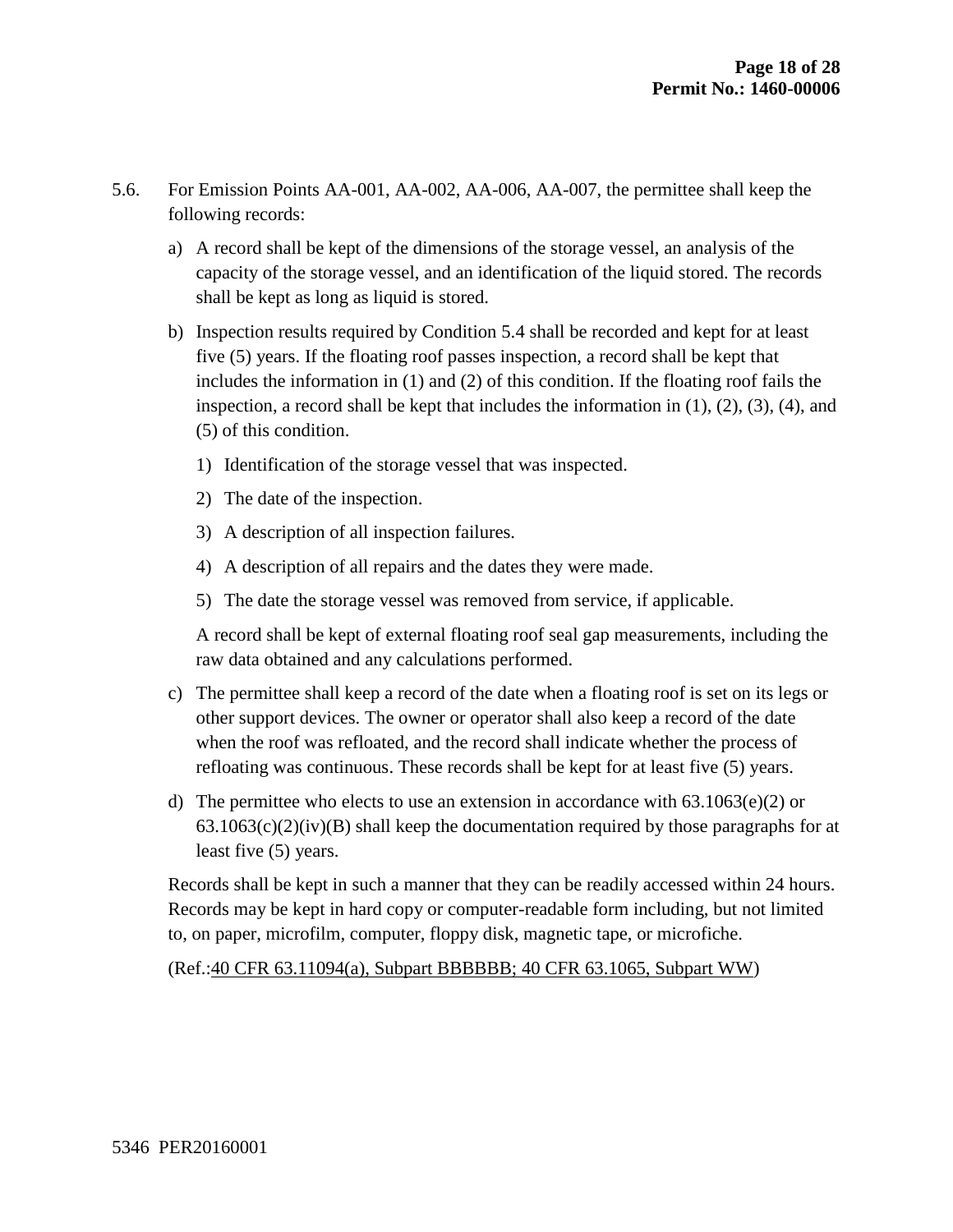5.6. For Emission Points AA-001, AA-002, AA-006, AA-007, the permittee shall keep the following records:

a) A record shall be kept of the dimensions of the storage vessel, an analysis of the capacity of the storage vessel, and an identification of the liquid stored. The records shall be kept as long as liquid is stored.

b) Inspection results required by Condition 5.4 shall be recorded and kept for at least five (5) years. If the floating roof passes inspection, a record shall be kept that includes the information in (1) and (2) of this condition. If the floating roof fails the inspection, a record shall be kept that includes the information in (1), (2), (3), (4), and (5) of this condition.

   1) Identification of the storage vessel that was inspected.

   2) The date of the inspection.

   3) A description of all inspection failures.

   4) A description of all repairs and the dates they were made.

   5) The date the storage vessel was removed from service, if applicable.

   A record shall be kept of external floating roof seal gap measurements, including the raw data obtained and any calculations performed.

c) The permittee shall keep a record of the date when a floating roof is set on its legs or other support devices. The owner or operator shall also keep a record of the date when the roof was refloated, and the record shall indicate whether the process of refloating was continuous. These records shall be kept for at least five (5) years.

d) The permittee who elects to use an extension in accordance with 63.1063(e)(2) or 63.1063(c)(2)(iv)(B) shall keep the documentation required by those paragraphs for at least five (5) years.

Records shall be kept in such a manner that they can be readily accessed within 24 hours. Records may be kept in hard copy or computer-readable form including, but not limited to, on paper, microfilm, computer, floppy disk, magnetic tape, or microfiche.

(Ref.:40 CFR 63.11094(a), Subpart BBBBBB; 40 CFR 63.1065, Subpart WW)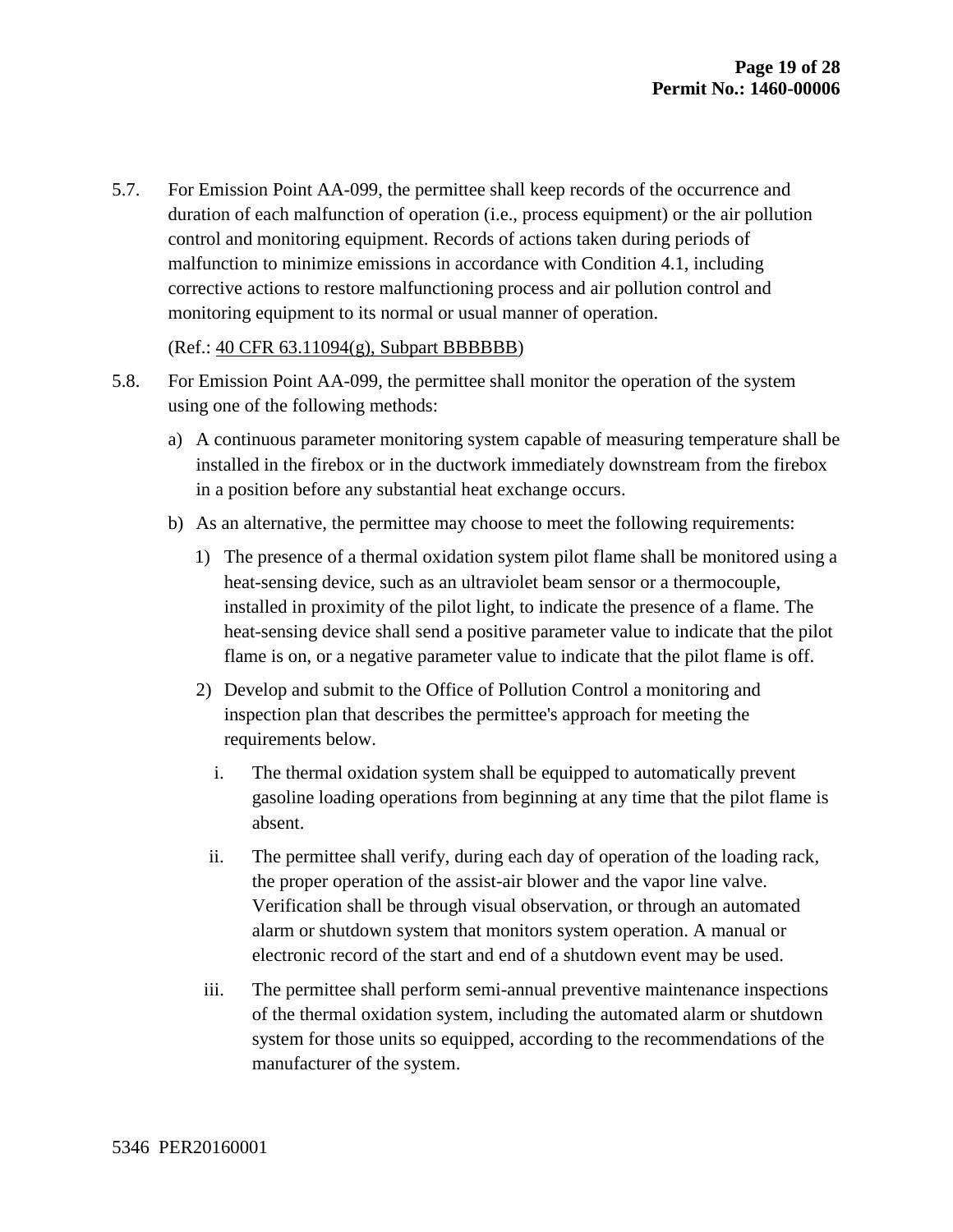5.7. For Emission Point AA-099, the permittee shall keep records of the occurrence and duration of each malfunction of operation (i.e., process equipment) or the air pollution control and monitoring equipment. Records of actions taken during periods of malfunction to minimize emissions in accordance with Condition 4.1, including corrective actions to restore malfunctioning process and air pollution control and monitoring equipment to its normal or usual manner of operation.

(Ref.: 40 CFR 63.11094(g), Subpart BBBBBB)

5.8. For Emission Point AA-099, the permittee shall monitor the operation of the system using one of the following methods:

a) A continuous parameter monitoring system capable of measuring temperature shall be installed in the firebox or in the ductwork immediately downstream from the firebox in a position before any substantial heat exchange occurs.

b) As an alternative, the permittee may choose to meet the following requirements:

   1) The presence of a thermal oxidation system pilot flame shall be monitored using a heat-sensing device, such as an ultraviolet beam sensor or a thermocouple, installed in proximity of the pilot light, to indicate the presence of a flame. The heat-sensing device shall send a positive parameter value to indicate that the pilot flame is on, or a negative parameter value to indicate that the pilot flame is off.

   2) Develop and submit to the Office of Pollution Control a monitoring and inspection plan that describes the permittee's approach for meeting the requirements below.

      i. The thermal oxidation system shall be equipped to automatically prevent gasoline loading operations from beginning at any time that the pilot flame is absent.

      ii. The permittee shall verify, during each day of operation of the loading rack, the proper operation of the assist-air blower and the vapor line valve. Verification shall be through visual observation, or through an automated alarm or shutdown system that monitors system operation. A manual or electronic record of the start and end of a shutdown event may be used.

      iii. The permittee shall perform semi-annual preventive maintenance inspections of the thermal oxidation system, including the automated alarm or shutdown system for those units so equipped, according to the recommendations of the manufacturer of the system.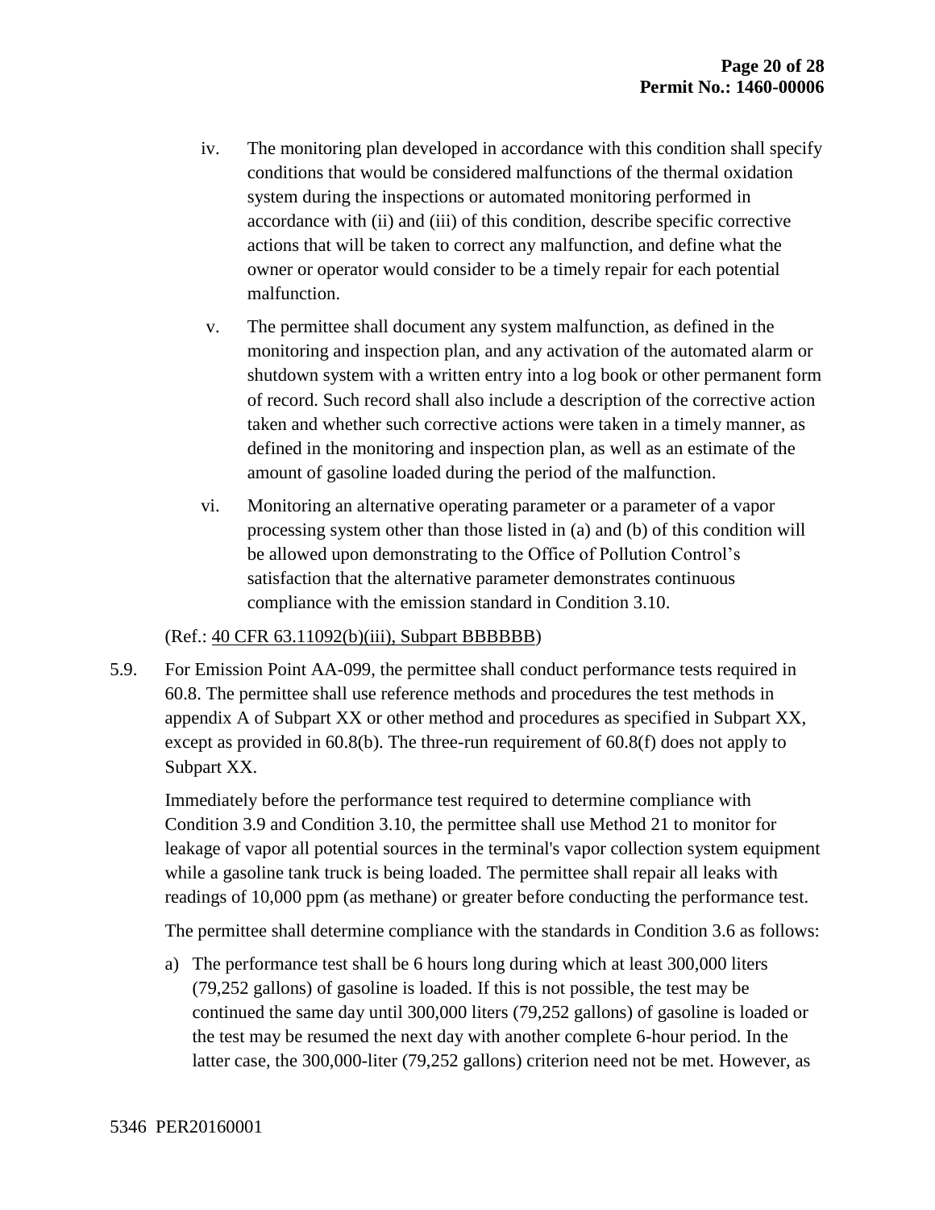iv. The monitoring plan developed in accordance with this condition shall specify conditions that would be considered malfunctions of the thermal oxidation system during the inspections or automated monitoring performed in accordance with (ii) and (iii) of this condition, describe specific corrective actions that will be taken to correct any malfunction, and define what the owner or operator would consider to be a timely repair for each potential malfunction.

v. The permittee shall document any system malfunction, as defined in the monitoring and inspection plan, and any activation of the automated alarm or shutdown system with a written entry into a log book or other permanent form of record. Such record shall also include a description of the corrective action taken and whether such corrective actions were taken in a timely manner, as defined in the monitoring and inspection plan, as well as an estimate of the amount of gasoline loaded during the period of the malfunction.

vi. Monitoring an alternative operating parameter or a parameter of a vapor processing system other than those listed in (a) and (b) of this condition will be allowed upon demonstrating to the Office of Pollution Control's satisfaction that the alternative parameter demonstrates continuous compliance with the emission standard in Condition 3.10.

(Ref.: 40 CFR 63.11092(b)(iii), Subpart BBBBBB)

5.9. For Emission Point AA-099, the permittee shall conduct performance tests required in 60.8. The permittee shall use reference methods and procedures the test methods in appendix A of Subpart XX or other method and procedures as specified in Subpart XX, except as provided in 60.8(b). The three-run requirement of 60.8(f) does not apply to Subpart XX.

Immediately before the performance test required to determine compliance with Condition 3.9 and Condition 3.10, the permittee shall use Method 21 to monitor for leakage of vapor all potential sources in the terminal's vapor collection system equipment while a gasoline tank truck is being loaded. The permittee shall repair all leaks with readings of 10,000 ppm (as methane) or greater before conducting the performance test.

The permittee shall determine compliance with the standards in Condition 3.6 as follows:

a) The performance test shall be 6 hours long during which at least 300,000 liters (79,252 gallons) of gasoline is loaded. If this is not possible, the test may be continued the same day until 300,000 liters (79,252 gallons) of gasoline is loaded or the test may be resumed the next day with another complete 6-hour period. In the latter case, the 300,000-liter (79,252 gallons) criterion need not be met. However, as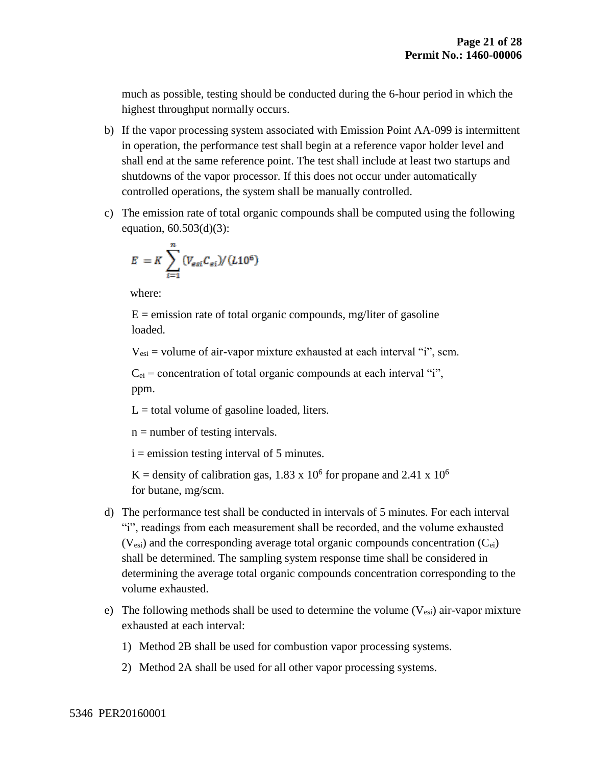much as possible, testing should be conducted during the 6-hour period in which the highest throughput normally occurs.

b) If the vapor processing system associated with Emission Point AA-099 is intermittent in operation, the performance test shall begin at a reference vapor holder level and shall end at the same reference point. The test shall include at least two startups and shutdowns of the vapor processor. If this does not occur under automatically controlled operations, the system shall be manually controlled.

c) The emission rate of total organic compounds shall be computed using the following equation, 60.503(d)(3):

$$E = K \sum_{i=1}^{n} (V_{esi} C_{ei}) / (L10^6)$$

where:

$E$ = emission rate of total organic compounds, mg/liter of gasoline loaded.

$V_{esi}$ = volume of air-vapor mixture exhausted at each interval "i", scm.

$C_{ei}$ = concentration of total organic compounds at each interval "i", ppm.

$L$ = total volume of gasoline loaded, liters.

$n$ = number of testing intervals.

$i$ = emission testing interval of 5 minutes.

$K$ = density of calibration gas, $1.83 \times 10^6$ for propane and $2.41 \times 10^6$ for butane, mg/scm.

d) The performance test shall be conducted in intervals of 5 minutes. For each interval "i", readings from each measurement shall be recorded, and the volume exhausted ($V_{esi}$) and the corresponding average total organic compounds concentration ($C_{ei}$) shall be determined. The sampling system response time shall be considered in determining the average total organic compounds concentration corresponding to the volume exhausted.

e) The following methods shall be used to determine the volume ($V_{esi}$) air-vapor mixture exhausted at each interval:

1) Method 2B shall be used for combustion vapor processing systems.

2) Method 2A shall be used for all other vapor processing systems.

5346 PER20160001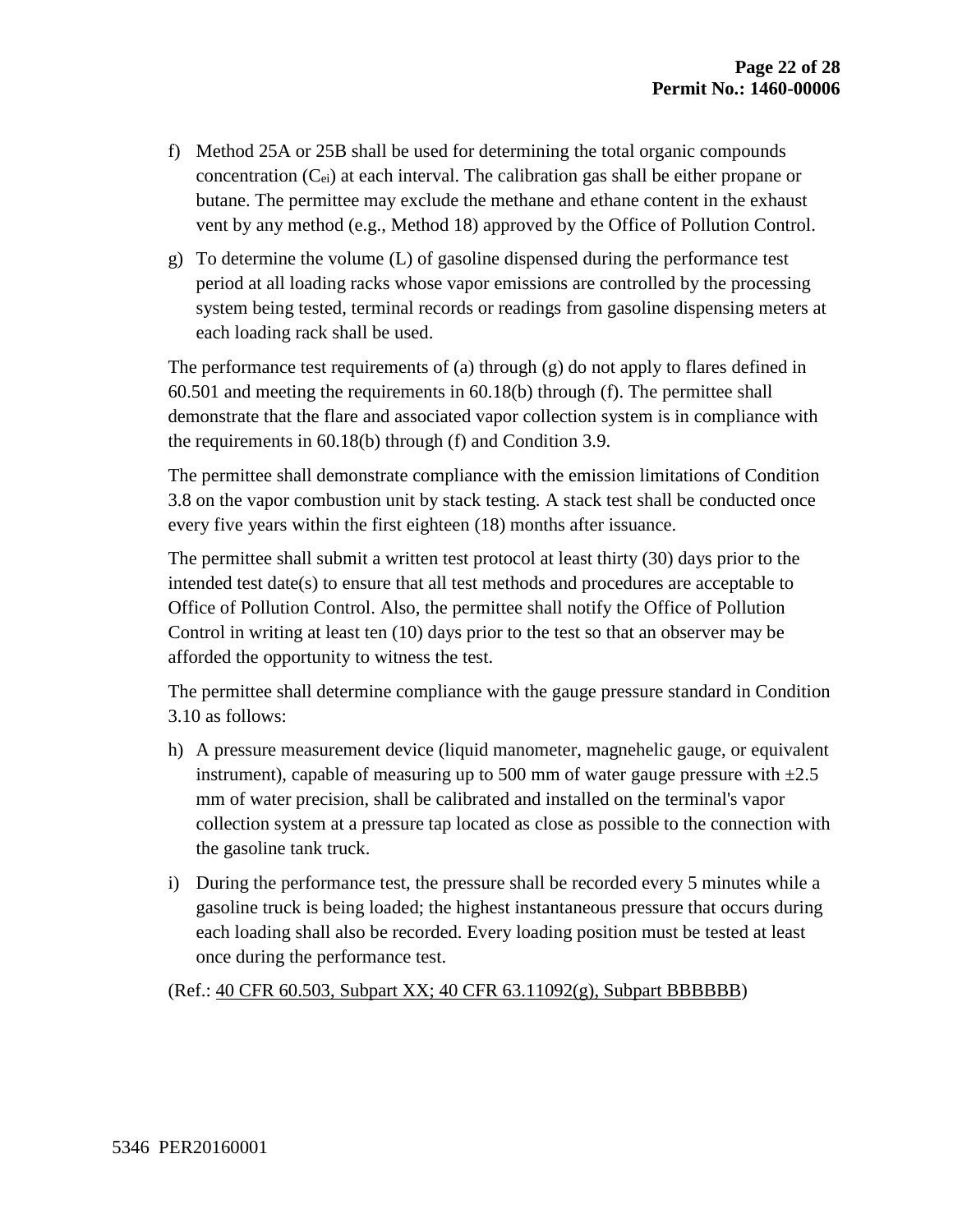f) Method 25A or 25B shall be used for determining the total organic compounds concentration ($C_{ei}$) at each interval. The calibration gas shall be either propane or butane. The permittee may exclude the methane and ethane content in the exhaust vent by any method (e.g., Method 18) approved by the Office of Pollution Control.

g) To determine the volume (L) of gasoline dispensed during the performance test period at all loading racks whose vapor emissions are controlled by the processing system being tested, terminal records or readings from gasoline dispensing meters at each loading rack shall be used.

The performance test requirements of (a) through (g) do not apply to flares defined in 60.501 and meeting the requirements in 60.18(b) through (f). The permittee shall demonstrate that the flare and associated vapor collection system is in compliance with the requirements in 60.18(b) through (f) and Condition 3.9.

The permittee shall demonstrate compliance with the emission limitations of Condition 3.8 on the vapor combustion unit by stack testing. A stack test shall be conducted once every five years within the first eighteen (18) months after issuance.

The permittee shall submit a written test protocol at least thirty (30) days prior to the intended test date(s) to ensure that all test methods and procedures are acceptable to Office of Pollution Control. Also, the permittee shall notify the Office of Pollution Control in writing at least ten (10) days prior to the test so that an observer may be afforded the opportunity to witness the test.

The permittee shall determine compliance with the gauge pressure standard in Condition 3.10 as follows:

h) A pressure measurement device (liquid manometer, magnehelic gauge, or equivalent instrument), capable of measuring up to 500 mm of water gauge pressure with ±2.5 mm of water precision, shall be calibrated and installed on the terminal's vapor collection system at a pressure tap located as close as possible to the connection with the gasoline tank truck.

i) During the performance test, the pressure shall be recorded every 5 minutes while a gasoline truck is being loaded; the highest instantaneous pressure that occurs during each loading shall also be recorded. Every loading position must be tested at least once during the performance test.

(Ref.: 40 CFR 60.503, Subpart XX; 40 CFR 63.11092(g), Subpart BBBBBB)

5346 PER20160001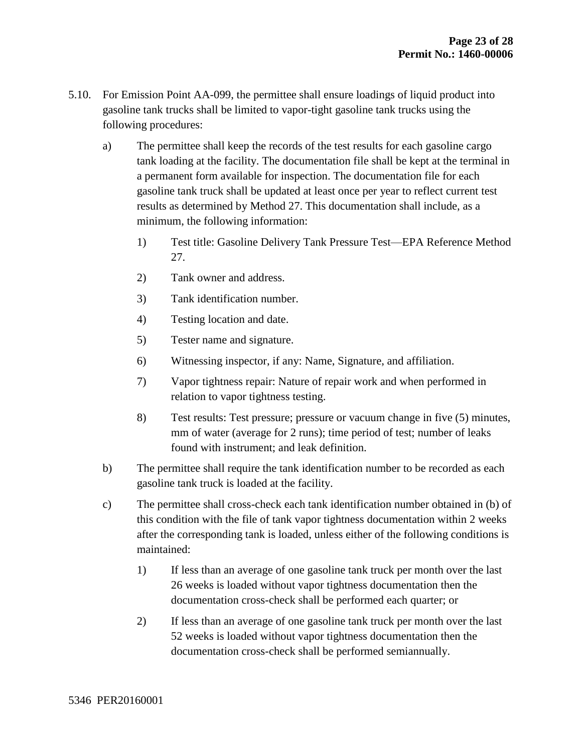5.10. For Emission Point AA-099, the permittee shall ensure loadings of liquid product into gasoline tank trucks shall be limited to vapor-tight gasoline tank trucks using the following procedures:

a) The permittee shall keep the records of the test results for each gasoline cargo tank loading at the facility. The documentation file shall be kept at the terminal in a permanent form available for inspection. The documentation file for each gasoline tank truck shall be updated at least once per year to reflect current test results as determined by Method 27. This documentation shall include, as a minimum, the following information:

1) Test title: Gasoline Delivery Tank Pressure Test—EPA Reference Method 27.

2) Tank owner and address.

3) Tank identification number.

4) Testing location and date.

5) Tester name and signature.

6) Witnessing inspector, if any: Name, Signature, and affiliation.

7) Vapor tightness repair: Nature of repair work and when performed in relation to vapor tightness testing.

8) Test results: Test pressure; pressure or vacuum change in five (5) minutes, mm of water (average for 2 runs); time period of test; number of leaks found with instrument; and leak definition.

b) The permittee shall require the tank identification number to be recorded as each gasoline tank truck is loaded at the facility.

c) The permittee shall cross-check each tank identification number obtained in (b) of this condition with the file of tank vapor tightness documentation within 2 weeks after the corresponding tank is loaded, unless either of the following conditions is maintained:

1) If less than an average of one gasoline tank truck per month over the last 26 weeks is loaded without vapor tightness documentation then the documentation cross-check shall be performed each quarter; or

2) If less than an average of one gasoline tank truck per month over the last 52 weeks is loaded without vapor tightness documentation then the documentation cross-check shall be performed semiannually.

5346 PER20160001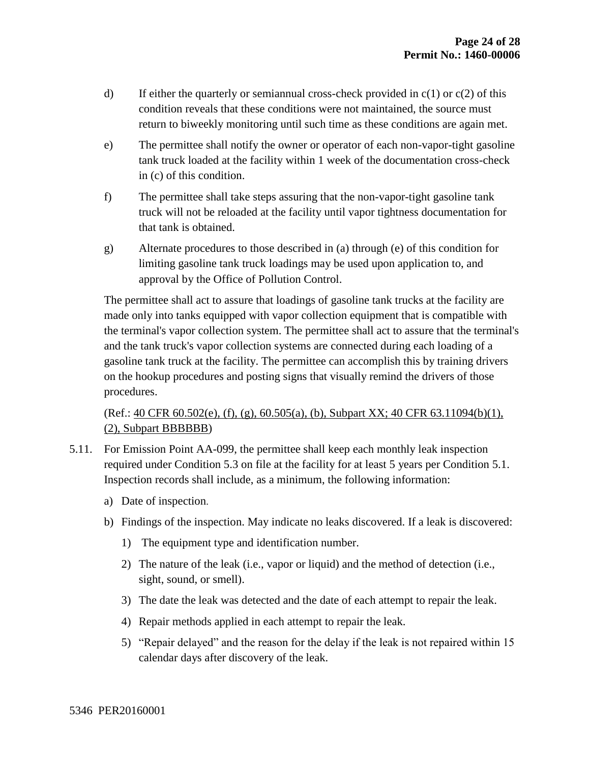d) If either the quarterly or semiannual cross-check provided in c(1) or c(2) of this condition reveals that these conditions were not maintained, the source must return to biweekly monitoring until such time as these conditions are again met.

e) The permittee shall notify the owner or operator of each non-vapor-tight gasoline tank truck loaded at the facility within 1 week of the documentation cross-check in (c) of this condition.

f) The permittee shall take steps assuring that the non-vapor-tight gasoline tank truck will not be reloaded at the facility until vapor tightness documentation for that tank is obtained.

g) Alternate procedures to those described in (a) through (e) of this condition for limiting gasoline tank truck loadings may be used upon application to, and approval by the Office of Pollution Control.

The permittee shall act to assure that loadings of gasoline tank trucks at the facility are made only into tanks equipped with vapor collection equipment that is compatible with the terminal's vapor collection system. The permittee shall act to assure that the terminal's and the tank truck's vapor collection systems are connected during each loading of a gasoline tank truck at the facility. The permittee can accomplish this by training drivers on the hookup procedures and posting signs that visually remind the drivers of those procedures.

(Ref.: 40 CFR 60.502(e), (f), (g), 60.505(a), (b), Subpart XX; 40 CFR 63.11094(b)(1), (2), Subpart BBBBBB)

5.11. For Emission Point AA-099, the permittee shall keep each monthly leak inspection required under Condition 5.3 on file at the facility for at least 5 years per Condition 5.1. Inspection records shall include, as a minimum, the following information:

a) Date of inspection.

b) Findings of the inspection. May indicate no leaks discovered. If a leak is discovered:

1) The equipment type and identification number.

2) The nature of the leak (i.e., vapor or liquid) and the method of detection (i.e., sight, sound, or smell).

3) The date the leak was detected and the date of each attempt to repair the leak.

4) Repair methods applied in each attempt to repair the leak.

5) "Repair delayed" and the reason for the delay if the leak is not repaired within 15 calendar days after discovery of the leak.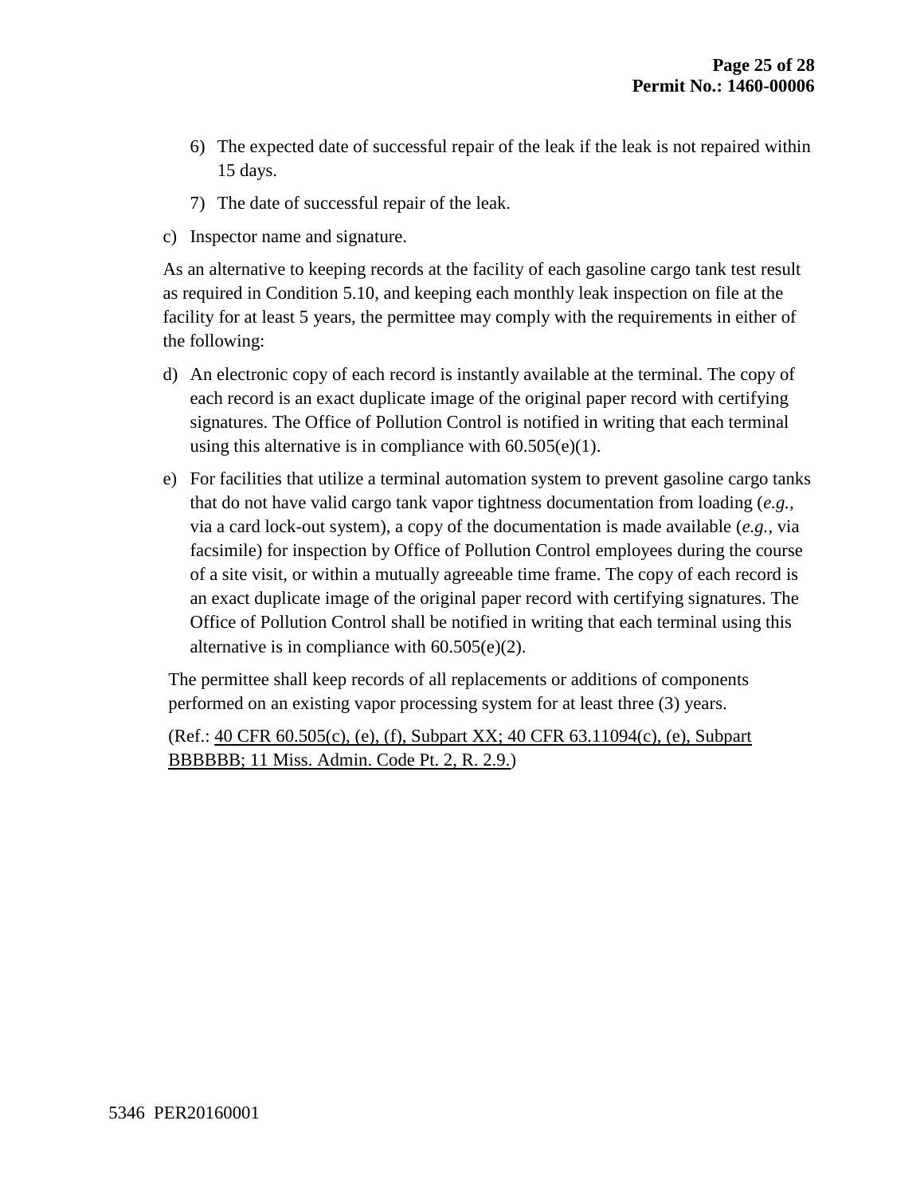6) The expected date of successful repair of the leak if the leak is not repaired within 15 days.

7) The date of successful repair of the leak.

c) Inspector name and signature.

As an alternative to keeping records at the facility of each gasoline cargo tank test result as required in Condition 5.10, and keeping each monthly leak inspection on file at the facility for at least 5 years, the permittee may comply with the requirements in either of the following:

d) An electronic copy of each record is instantly available at the terminal. The copy of each record is an exact duplicate image of the original paper record with certifying signatures. The Office of Pollution Control is notified in writing that each terminal using this alternative is in compliance with 60.505(e)(1).

e) For facilities that utilize a terminal automation system to prevent gasoline cargo tanks that do not have valid cargo tank vapor tightness documentation from loading (*e.g.*, via a card lock-out system), a copy of the documentation is made available (*e.g.*, via facsimile) for inspection by Office of Pollution Control employees during the course of a site visit, or within a mutually agreeable time frame. The copy of each record is an exact duplicate image of the original paper record with certifying signatures. The Office of Pollution Control shall be notified in writing that each terminal using this alternative is in compliance with 60.505(e)(2).

The permittee shall keep records of all replacements or additions of components performed on an existing vapor processing system for at least three (3) years.

(Ref.: 40 CFR 60.505(c), (e), (f), Subpart XX; 40 CFR 63.11094(c), (e), Subpart BBBBBB; 11 Miss. Admin. Code Pt. 2, R. 2.9.)

5346 PER20160001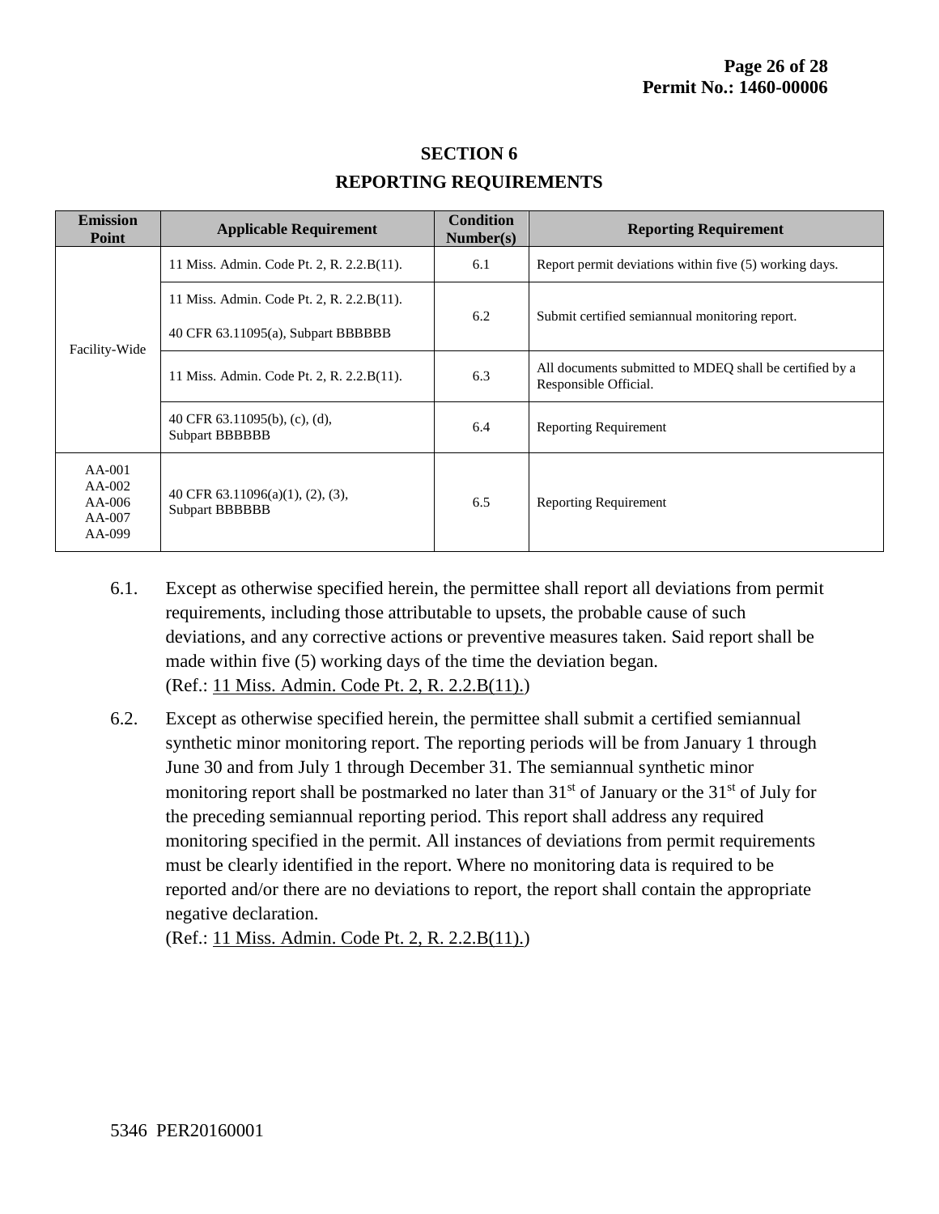## SECTION 6

## REPORTING REQUIREMENTS

| Emission Point | Applicable Requirement | Condition Number(s) | Reporting Requirement |
|---|---|---|---|
| Facility-Wide | 11 Miss. Admin. Code Pt. 2, R. 2.2.B(11). | 6.1 | Report permit deviations within five (5) working days. |
| | 11 Miss. Admin. Code Pt. 2, R. 2.2.B(11).<br>40 CFR 63.11095(a), Subpart BBBBBB | 6.2 | Submit certified semiannual monitoring report. |
| | 11 Miss. Admin. Code Pt. 2, R. 2.2.B(11). | 6.3 | All documents submitted to MDEQ shall be certified by a Responsible Official. |
| | 40 CFR 63.11095(b), (c), (d), Subpart BBBBBB | 6.4 | Reporting Requirement |
| AA-001<br>AA-002<br>AA-006<br>AA-007<br>AA-099 | 40 CFR 63.11096(a)(1), (2), (3), Subpart BBBBBB | 6.5 | Reporting Requirement |

6.1. Except as otherwise specified herein, the permittee shall report all deviations from permit requirements, including those attributable to upsets, the probable cause of such deviations, and any corrective actions or preventive measures taken. Said report shall be made within five (5) working days of the time the deviation began.
(Ref.: 11 Miss. Admin. Code Pt. 2, R. 2.2.B(11).)

6.2. Except as otherwise specified herein, the permittee shall submit a certified semiannual synthetic minor monitoring report. The reporting periods will be from January 1 through June 30 and from July 1 through December 31. The semiannual synthetic minor monitoring report shall be postmarked no later than 31st of January or the 31st of July for the preceding semiannual reporting period. This report shall address any required monitoring specified in the permit. All instances of deviations from permit requirements must be clearly identified in the report. Where no monitoring data is required to be reported and/or there are no deviations to report, the report shall contain the appropriate negative declaration.
(Ref.: 11 Miss. Admin. Code Pt. 2, R. 2.2.B(11).)

5346 PER20160001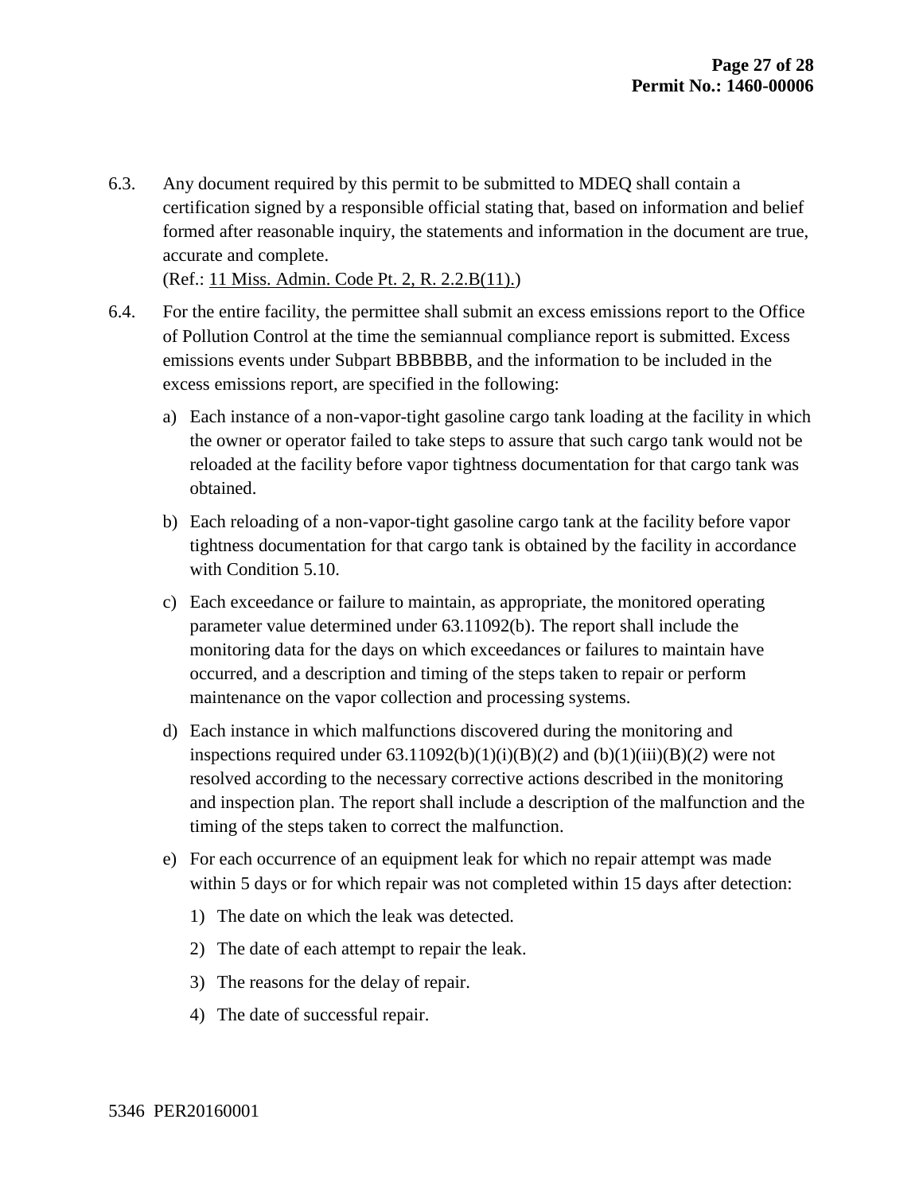6.3. Any document required by this permit to be submitted to MDEQ shall contain a certification signed by a responsible official stating that, based on information and belief formed after reasonable inquiry, the statements and information in the document are true, accurate and complete.
(Ref.: 11 Miss. Admin. Code Pt. 2, R. 2.2.B(11).)

6.4. For the entire facility, the permittee shall submit an excess emissions report to the Office of Pollution Control at the time the semiannual compliance report is submitted. Excess emissions events under Subpart BBBBBB, and the information to be included in the excess emissions report, are specified in the following:

a) Each instance of a non-vapor-tight gasoline cargo tank loading at the facility in which the owner or operator failed to take steps to assure that such cargo tank would not be reloaded at the facility before vapor tightness documentation for that cargo tank was obtained.

b) Each reloading of a non-vapor-tight gasoline cargo tank at the facility before vapor tightness documentation for that cargo tank is obtained by the facility in accordance with Condition 5.10.

c) Each exceedance or failure to maintain, as appropriate, the monitored operating parameter value determined under 63.11092(b). The report shall include the monitoring data for the days on which exceedances or failures to maintain have occurred, and a description and timing of the steps taken to repair or perform maintenance on the vapor collection and processing systems.

d) Each instance in which malfunctions discovered during the monitoring and inspections required under 63.11092(b)(1)(i)(B)(*2*) and (b)(1)(iii)(B)(*2*) were not resolved according to the necessary corrective actions described in the monitoring and inspection plan. The report shall include a description of the malfunction and the timing of the steps taken to correct the malfunction.

e) For each occurrence of an equipment leak for which no repair attempt was made within 5 days or for which repair was not completed within 15 days after detection:

1) The date on which the leak was detected.

2) The date of each attempt to repair the leak.

3) The reasons for the delay of repair.

4) The date of successful repair.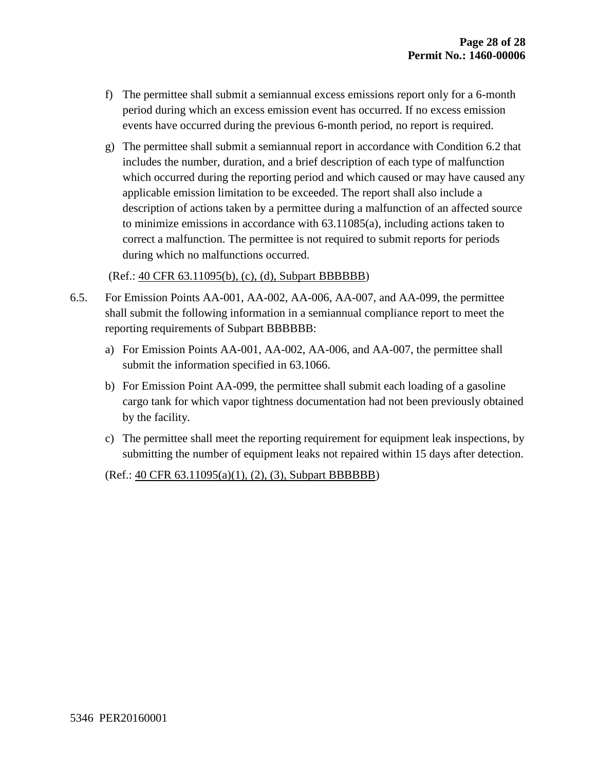f) The permittee shall submit a semiannual excess emissions report only for a 6-month period during which an excess emission event has occurred. If no excess emission events have occurred during the previous 6-month period, no report is required.

g) The permittee shall submit a semiannual report in accordance with Condition 6.2 that includes the number, duration, and a brief description of each type of malfunction which occurred during the reporting period and which caused or may have caused any applicable emission limitation to be exceeded. The report shall also include a description of actions taken by a permittee during a malfunction of an affected source to minimize emissions in accordance with 63.11085(a), including actions taken to correct a malfunction. The permittee is not required to submit reports for periods during which no malfunctions occurred.

(Ref.: 40 CFR 63.11095(b), (c), (d), Subpart BBBBBB)

6.5. For Emission Points AA-001, AA-002, AA-006, AA-007, and AA-099, the permittee shall submit the following information in a semiannual compliance report to meet the reporting requirements of Subpart BBBBBB:

a) For Emission Points AA-001, AA-002, AA-006, and AA-007, the permittee shall submit the information specified in 63.1066.

b) For Emission Point AA-099, the permittee shall submit each loading of a gasoline cargo tank for which vapor tightness documentation had not been previously obtained by the facility.

c) The permittee shall meet the reporting requirement for equipment leak inspections, by submitting the number of equipment leaks not repaired within 15 days after detection.

(Ref.: 40 CFR 63.11095(a)(1), (2), (3), Subpart BBBBBB)

5346 PER20160001